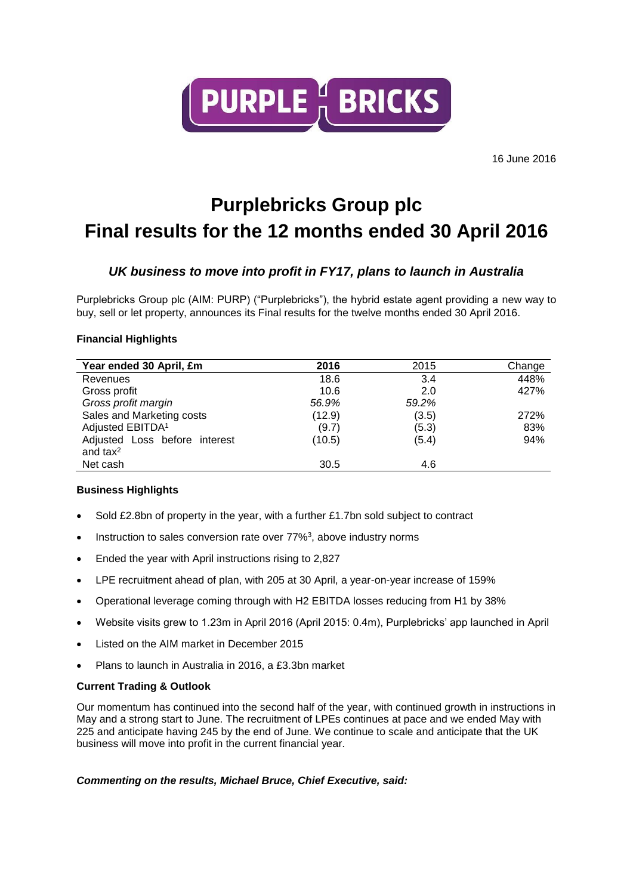16 June 2016

# Purplebricks Group plc
# Final results for the 12 months ended 30 April 2016

### *UK business to move into profit in FY17, plans to launch in Australia*

Purplebricks Group plc (AIM: PURP) ("Purplebricks"), the hybrid estate agent providing a new way to buy, sell or let property, announces its Final results for the twelve months ended 30 April 2016.

**Financial Highlights**

| Year ended 30 April, £m | 2016 | 2015 | Change |
|---|---|---|---|
| Revenues | 18.6 | 3.4 | 448% |
| Gross profit | 10.6 | 2.0 | 427% |
| *Gross profit margin* | *56.9%* | *59.2%* | |
| Sales and Marketing costs | (12.9) | (3.5) | 272% |
| Adjusted EBITDA[1] | (9.7) | (5.3) | 83% |
| Adjusted Loss before interest and tax[2] | (10.5) | (5.4) | 94% |
| Net cash | 30.5 | 4.6 | |

**Business Highlights**

- Sold £2.8bn of property in the year, with a further £1.7bn sold subject to contract
- Instruction to sales conversion rate over 77%[3], above industry norms
- Ended the year with April instructions rising to 2,827
- LPE recruitment ahead of plan, with 205 at 30 April, a year-on-year increase of 159%
- Operational leverage coming through with H2 EBITDA losses reducing from H1 by 38%
- Website visits grew to 1.23m in April 2016 (April 2015: 0.4m), Purplebricks' app launched in April
- Listed on the AIM market in December 2015
- Plans to launch in Australia in 2016, a £3.3bn market

**Current Trading & Outlook**

Our momentum has continued into the second half of the year, with continued growth in instructions in May and a strong start to June. The recruitment of LPEs continues at pace and we ended May with 225 and anticipate having 245 by the end of June. We continue to scale and anticipate that the UK business will move into profit in the current financial year.

***Commenting on the results, Michael Bruce, Chief Executive, said:***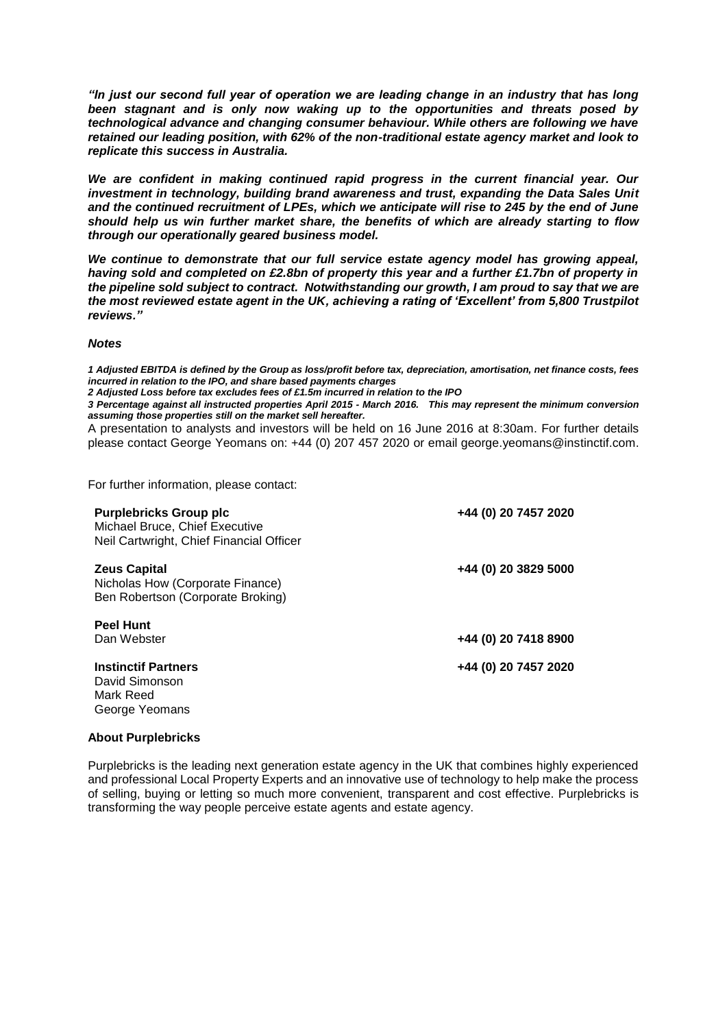***"In just our second full year of operation we are leading change in an industry that has long been stagnant and is only now waking up to the opportunities and threats posed by technological advance and changing consumer behaviour. While others are following we have retained our leading position, with 62% of the non-traditional estate agency market and look to replicate this success in Australia.***

***We are confident in making continued rapid progress in the current financial year. Our investment in technology, building brand awareness and trust, expanding the Data Sales Unit and the continued recruitment of LPEs, which we anticipate will rise to 245 by the end of June should help us win further market share, the benefits of which are already starting to flow through our operationally geared business model.***

***We continue to demonstrate that our full service estate agency model has growing appeal, having sold and completed on £2.8bn of property this year and a further £1.7bn of property in the pipeline sold subject to contract. Notwithstanding our growth, I am proud to say that we are the most reviewed estate agent in the UK, achieving a rating of 'Excellent' from 5,800 Trustpilot reviews."***

***Notes***

***1 Adjusted EBITDA is defined by the Group as loss/profit before tax, depreciation, amortisation, net finance costs, fees incurred in relation to the IPO, and share based payments charges***
***2 Adjusted Loss before tax excludes fees of £1.5m incurred in relation to the IPO***
***3 Percentage against all instructed properties April 2015 - March 2016. This may represent the minimum conversion assuming those properties still on the market sell hereafter.***

A presentation to analysts and investors will be held on 16 June 2016 at 8:30am. For further details please contact George Yeomans on: +44 (0) 207 457 2020 or email george.yeomans@instinctif.com.

For further information, please contact:

| | |
|---|---|
| **Purplebricks Group plc**<br>Michael Bruce, Chief Executive<br>Neil Cartwright, Chief Financial Officer | **+44 (0) 20 7457 2020** |
| **Zeus Capital**<br>Nicholas How (Corporate Finance)<br>Ben Robertson (Corporate Broking) | **+44 (0) 20 3829 5000** |
| **Peel Hunt**<br>Dan Webster | **+44 (0) 20 7418 8900** |
| **Instinctif Partners**<br>David Simonson<br>Mark Reed<br>George Yeomans | **+44 (0) 20 7457 2020** |

**About Purplebricks**

Purplebricks is the leading next generation estate agency in the UK that combines highly experienced and professional Local Property Experts and an innovative use of technology to help make the process of selling, buying or letting so much more convenient, transparent and cost effective. Purplebricks is transforming the way people perceive estate agents and estate agency.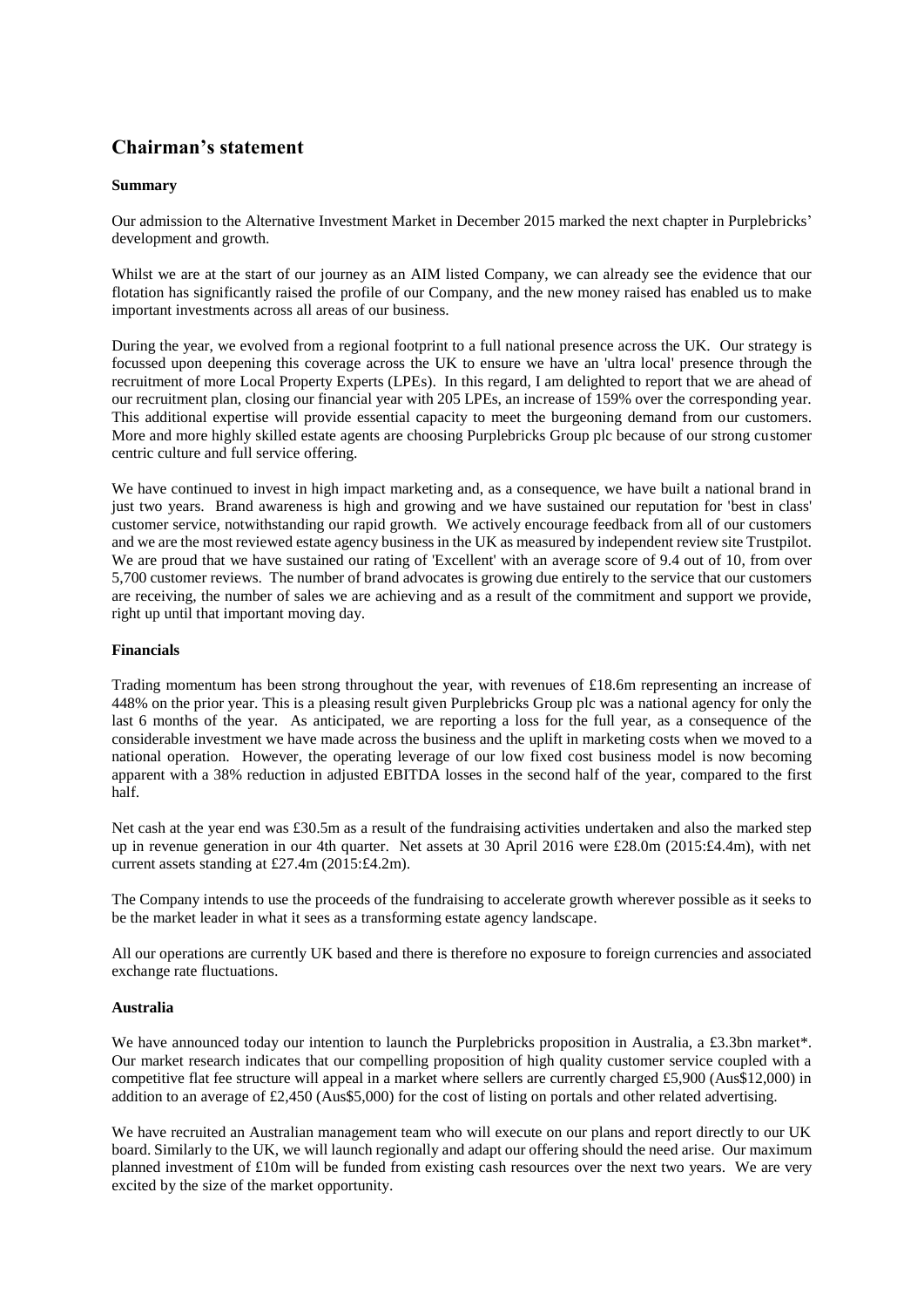# Chairman's statement

**Summary**

Our admission to the Alternative Investment Market in December 2015 marked the next chapter in Purplebricks' development and growth.

Whilst we are at the start of our journey as an AIM listed Company, we can already see the evidence that our flotation has significantly raised the profile of our Company, and the new money raised has enabled us to make important investments across all areas of our business.

During the year, we evolved from a regional footprint to a full national presence across the UK. Our strategy is focussed upon deepening this coverage across the UK to ensure we have an 'ultra local' presence through the recruitment of more Local Property Experts (LPEs). In this regard, I am delighted to report that we are ahead of our recruitment plan, closing our financial year with 205 LPEs, an increase of 159% over the corresponding year. This additional expertise will provide essential capacity to meet the burgeoning demand from our customers. More and more highly skilled estate agents are choosing Purplebricks Group plc because of our strong customer centric culture and full service offering.

We have continued to invest in high impact marketing and, as a consequence, we have built a national brand in just two years. Brand awareness is high and growing and we have sustained our reputation for 'best in class' customer service, notwithstanding our rapid growth. We actively encourage feedback from all of our customers and we are the most reviewed estate agency business in the UK as measured by independent review site Trustpilot. We are proud that we have sustained our rating of 'Excellent' with an average score of 9.4 out of 10, from over 5,700 customer reviews. The number of brand advocates is growing due entirely to the service that our customers are receiving, the number of sales we are achieving and as a result of the commitment and support we provide, right up until that important moving day.

**Financials**

Trading momentum has been strong throughout the year, with revenues of £18.6m representing an increase of 448% on the prior year. This is a pleasing result given Purplebricks Group plc was a national agency for only the last 6 months of the year. As anticipated, we are reporting a loss for the full year, as a consequence of the considerable investment we have made across the business and the uplift in marketing costs when we moved to a national operation. However, the operating leverage of our low fixed cost business model is now becoming apparent with a 38% reduction in adjusted EBITDA losses in the second half of the year, compared to the first half.

Net cash at the year end was £30.5m as a result of the fundraising activities undertaken and also the marked step up in revenue generation in our 4th quarter. Net assets at 30 April 2016 were £28.0m (2015:£4.4m), with net current assets standing at £27.4m (2015:£4.2m).

The Company intends to use the proceeds of the fundraising to accelerate growth wherever possible as it seeks to be the market leader in what it sees as a transforming estate agency landscape.

All our operations are currently UK based and there is therefore no exposure to foreign currencies and associated exchange rate fluctuations.

**Australia**

We have announced today our intention to launch the Purplebricks proposition in Australia, a £3.3bn market*. Our market research indicates that our compelling proposition of high quality customer service coupled with a competitive flat fee structure will appeal in a market where sellers are currently charged £5,900 (Aus$12,000) in addition to an average of £2,450 (Aus$5,000) for the cost of listing on portals and other related advertising.

We have recruited an Australian management team who will execute on our plans and report directly to our UK board. Similarly to the UK, we will launch regionally and adapt our offering should the need arise. Our maximum planned investment of £10m will be funded from existing cash resources over the next two years. We are very excited by the size of the market opportunity.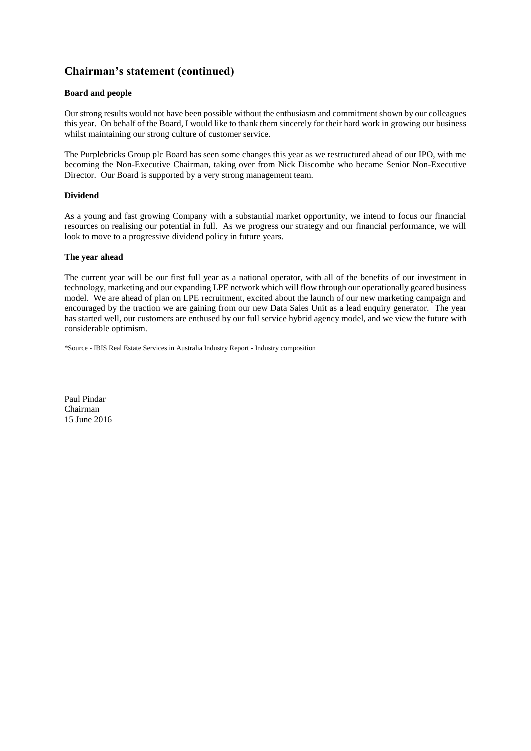## Chairman's statement (continued)

**Board and people**

Our strong results would not have been possible without the enthusiasm and commitment shown by our colleagues this year. On behalf of the Board, I would like to thank them sincerely for their hard work in growing our business whilst maintaining our strong culture of customer service.

The Purplebricks Group plc Board has seen some changes this year as we restructured ahead of our IPO, with me becoming the Non-Executive Chairman, taking over from Nick Discombe who became Senior Non-Executive Director. Our Board is supported by a very strong management team.

**Dividend**

As a young and fast growing Company with a substantial market opportunity, we intend to focus our financial resources on realising our potential in full. As we progress our strategy and our financial performance, we will look to move to a progressive dividend policy in future years.

**The year ahead**

The current year will be our first full year as a national operator, with all of the benefits of our investment in technology, marketing and our expanding LPE network which will flow through our operationally geared business model. We are ahead of plan on LPE recruitment, excited about the launch of our new marketing campaign and encouraged by the traction we are gaining from our new Data Sales Unit as a lead enquiry generator. The year has started well, our customers are enthused by our full service hybrid agency model, and we view the future with considerable optimism.

*Source - IBIS Real Estate Services in Australia Industry Report - Industry composition

Paul Pindar
Chairman
15 June 2016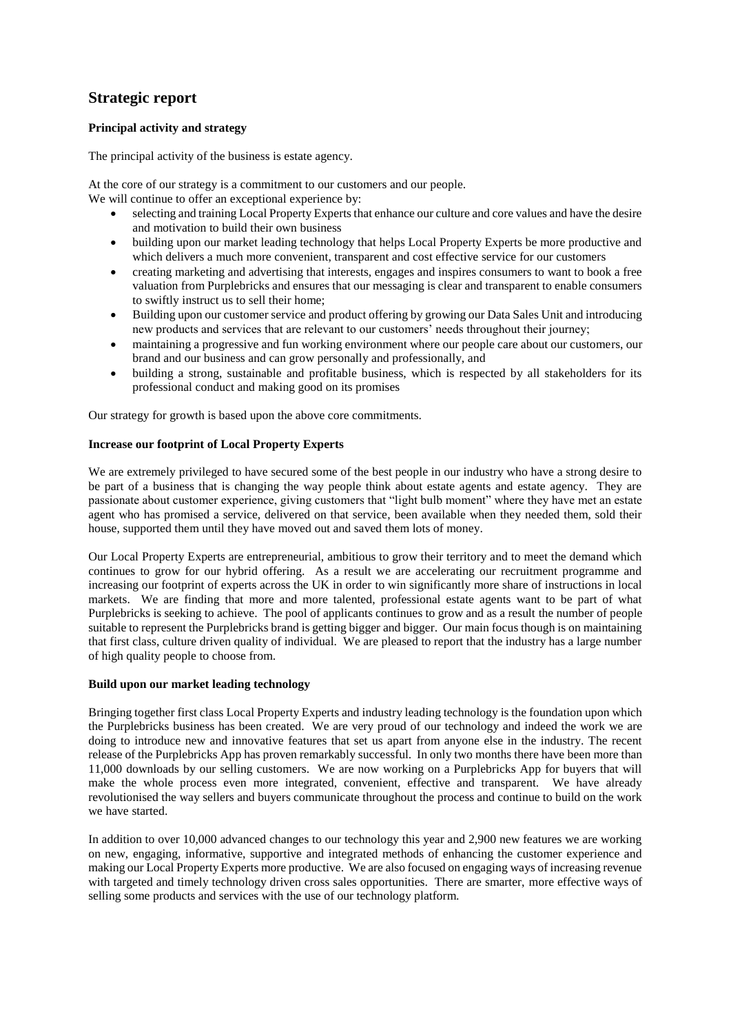## Strategic report

### Principal activity and strategy

The principal activity of the business is estate agency.

At the core of our strategy is a commitment to our customers and our people.
We will continue to offer an exceptional experience by:

- selecting and training Local Property Experts that enhance our culture and core values and have the desire and motivation to build their own business
- building upon our market leading technology that helps Local Property Experts be more productive and which delivers a much more convenient, transparent and cost effective service for our customers
- creating marketing and advertising that interests, engages and inspires consumers to want to book a free valuation from Purplebricks and ensures that our messaging is clear and transparent to enable consumers to swiftly instruct us to sell their home;
- Building upon our customer service and product offering by growing our Data Sales Unit and introducing new products and services that are relevant to our customers' needs throughout their journey;
- maintaining a progressive and fun working environment where our people care about our customers, our brand and our business and can grow personally and professionally, and
- building a strong, sustainable and profitable business, which is respected by all stakeholders for its professional conduct and making good on its promises

Our strategy for growth is based upon the above core commitments.

### Increase our footprint of Local Property Experts

We are extremely privileged to have secured some of the best people in our industry who have a strong desire to be part of a business that is changing the way people think about estate agents and estate agency. They are passionate about customer experience, giving customers that "light bulb moment" where they have met an estate agent who has promised a service, delivered on that service, been available when they needed them, sold their house, supported them until they have moved out and saved them lots of money.

Our Local Property Experts are entrepreneurial, ambitious to grow their territory and to meet the demand which continues to grow for our hybrid offering. As a result we are accelerating our recruitment programme and increasing our footprint of experts across the UK in order to win significantly more share of instructions in local markets. We are finding that more and more talented, professional estate agents want to be part of what Purplebricks is seeking to achieve. The pool of applicants continues to grow and as a result the number of people suitable to represent the Purplebricks brand is getting bigger and bigger. Our main focus though is on maintaining that first class, culture driven quality of individual. We are pleased to report that the industry has a large number of high quality people to choose from.

### Build upon our market leading technology

Bringing together first class Local Property Experts and industry leading technology is the foundation upon which the Purplebricks business has been created. We are very proud of our technology and indeed the work we are doing to introduce new and innovative features that set us apart from anyone else in the industry. The recent release of the Purplebricks App has proven remarkably successful. In only two months there have been more than 11,000 downloads by our selling customers. We are now working on a Purplebricks App for buyers that will make the whole process even more integrated, convenient, effective and transparent. We have already revolutionised the way sellers and buyers communicate throughout the process and continue to build on the work we have started.

In addition to over 10,000 advanced changes to our technology this year and 2,900 new features we are working on new, engaging, informative, supportive and integrated methods of enhancing the customer experience and making our Local Property Experts more productive. We are also focused on engaging ways of increasing revenue with targeted and timely technology driven cross sales opportunities. There are smarter, more effective ways of selling some products and services with the use of our technology platform.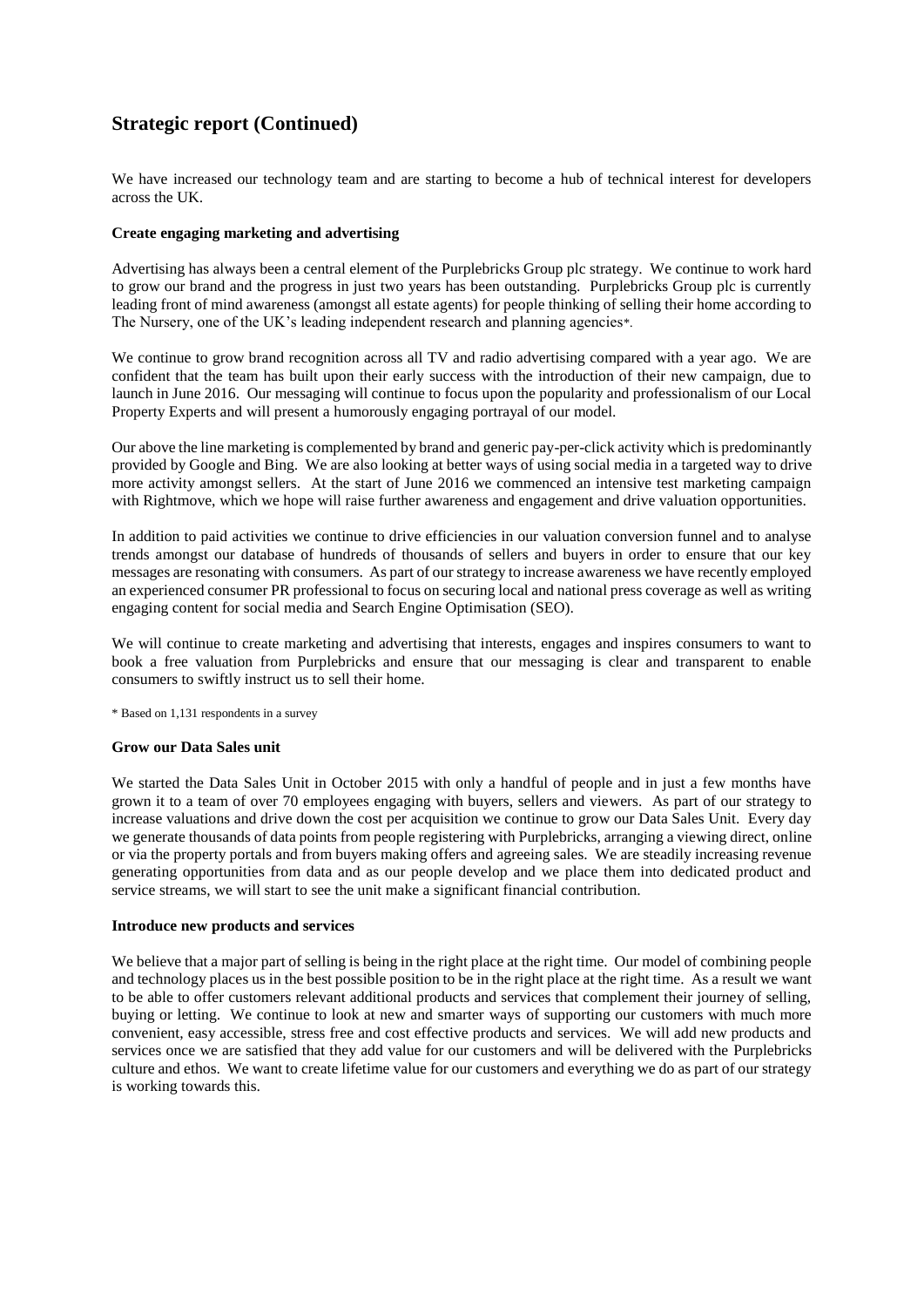## Strategic report (Continued)

We have increased our technology team and are starting to become a hub of technical interest for developers across the UK.

**Create engaging marketing and advertising**

Advertising has always been a central element of the Purplebricks Group plc strategy. We continue to work hard to grow our brand and the progress in just two years has been outstanding. Purplebricks Group plc is currently leading front of mind awareness (amongst all estate agents) for people thinking of selling their home according to The Nursery, one of the UK's leading independent research and planning agencies*.

We continue to grow brand recognition across all TV and radio advertising compared with a year ago. We are confident that the team has built upon their early success with the introduction of their new campaign, due to launch in June 2016. Our messaging will continue to focus upon the popularity and professionalism of our Local Property Experts and will present a humorously engaging portrayal of our model.

Our above the line marketing is complemented by brand and generic pay-per-click activity which is predominantly provided by Google and Bing. We are also looking at better ways of using social media in a targeted way to drive more activity amongst sellers. At the start of June 2016 we commenced an intensive test marketing campaign with Rightmove, which we hope will raise further awareness and engagement and drive valuation opportunities.

In addition to paid activities we continue to drive efficiencies in our valuation conversion funnel and to analyse trends amongst our database of hundreds of thousands of sellers and buyers in order to ensure that our key messages are resonating with consumers. As part of our strategy to increase awareness we have recently employed an experienced consumer PR professional to focus on securing local and national press coverage as well as writing engaging content for social media and Search Engine Optimisation (SEO).

We will continue to create marketing and advertising that interests, engages and inspires consumers to want to book a free valuation from Purplebricks and ensure that our messaging is clear and transparent to enable consumers to swiftly instruct us to sell their home.

\* Based on 1,131 respondents in a survey

**Grow our Data Sales unit**

We started the Data Sales Unit in October 2015 with only a handful of people and in just a few months have grown it to a team of over 70 employees engaging with buyers, sellers and viewers. As part of our strategy to increase valuations and drive down the cost per acquisition we continue to grow our Data Sales Unit. Every day we generate thousands of data points from people registering with Purplebricks, arranging a viewing direct, online or via the property portals and from buyers making offers and agreeing sales. We are steadily increasing revenue generating opportunities from data and as our people develop and we place them into dedicated product and service streams, we will start to see the unit make a significant financial contribution.

**Introduce new products and services**

We believe that a major part of selling is being in the right place at the right time. Our model of combining people and technology places us in the best possible position to be in the right place at the right time. As a result we want to be able to offer customers relevant additional products and services that complement their journey of selling, buying or letting. We continue to look at new and smarter ways of supporting our customers with much more convenient, easy accessible, stress free and cost effective products and services. We will add new products and services once we are satisfied that they add value for our customers and will be delivered with the Purplebricks culture and ethos. We want to create lifetime value for our customers and everything we do as part of our strategy is working towards this.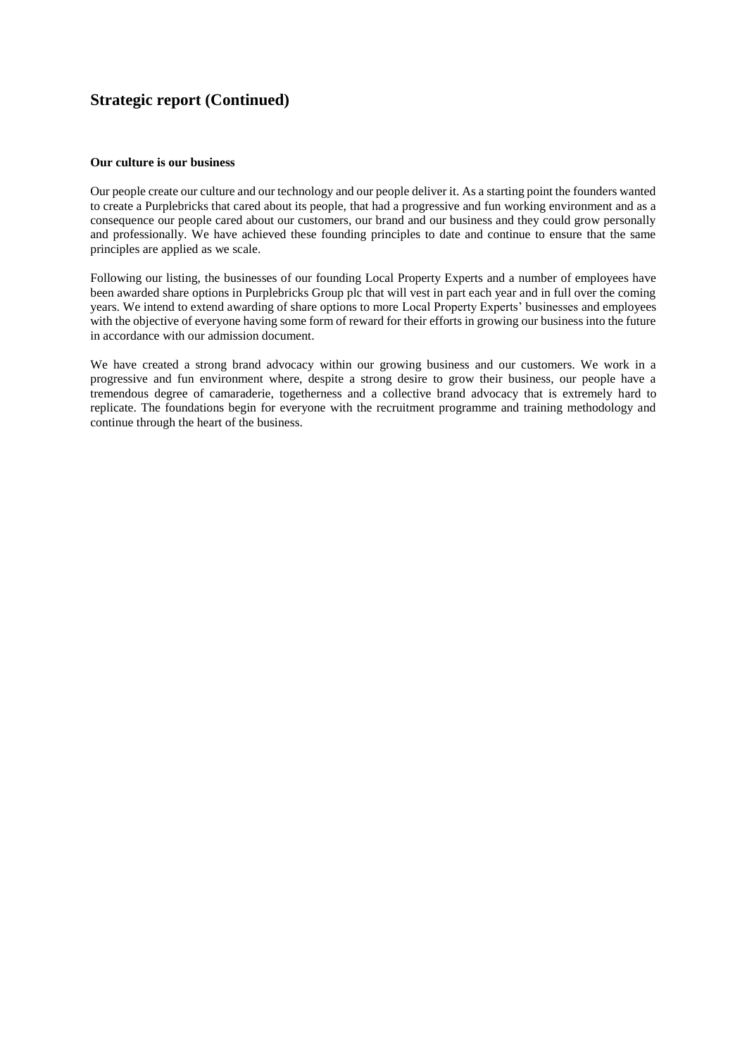## Strategic report (Continued)

**Our culture is our business**

Our people create our culture and our technology and our people deliver it. As a starting point the founders wanted to create a Purplebricks that cared about its people, that had a progressive and fun working environment and as a consequence our people cared about our customers, our brand and our business and they could grow personally and professionally. We have achieved these founding principles to date and continue to ensure that the same principles are applied as we scale.

Following our listing, the businesses of our founding Local Property Experts and a number of employees have been awarded share options in Purplebricks Group plc that will vest in part each year and in full over the coming years. We intend to extend awarding of share options to more Local Property Experts' businesses and employees with the objective of everyone having some form of reward for their efforts in growing our business into the future in accordance with our admission document.

We have created a strong brand advocacy within our growing business and our customers. We work in a progressive and fun environment where, despite a strong desire to grow their business, our people have a tremendous degree of camaraderie, togetherness and a collective brand advocacy that is extremely hard to replicate. The foundations begin for everyone with the recruitment programme and training methodology and continue through the heart of the business.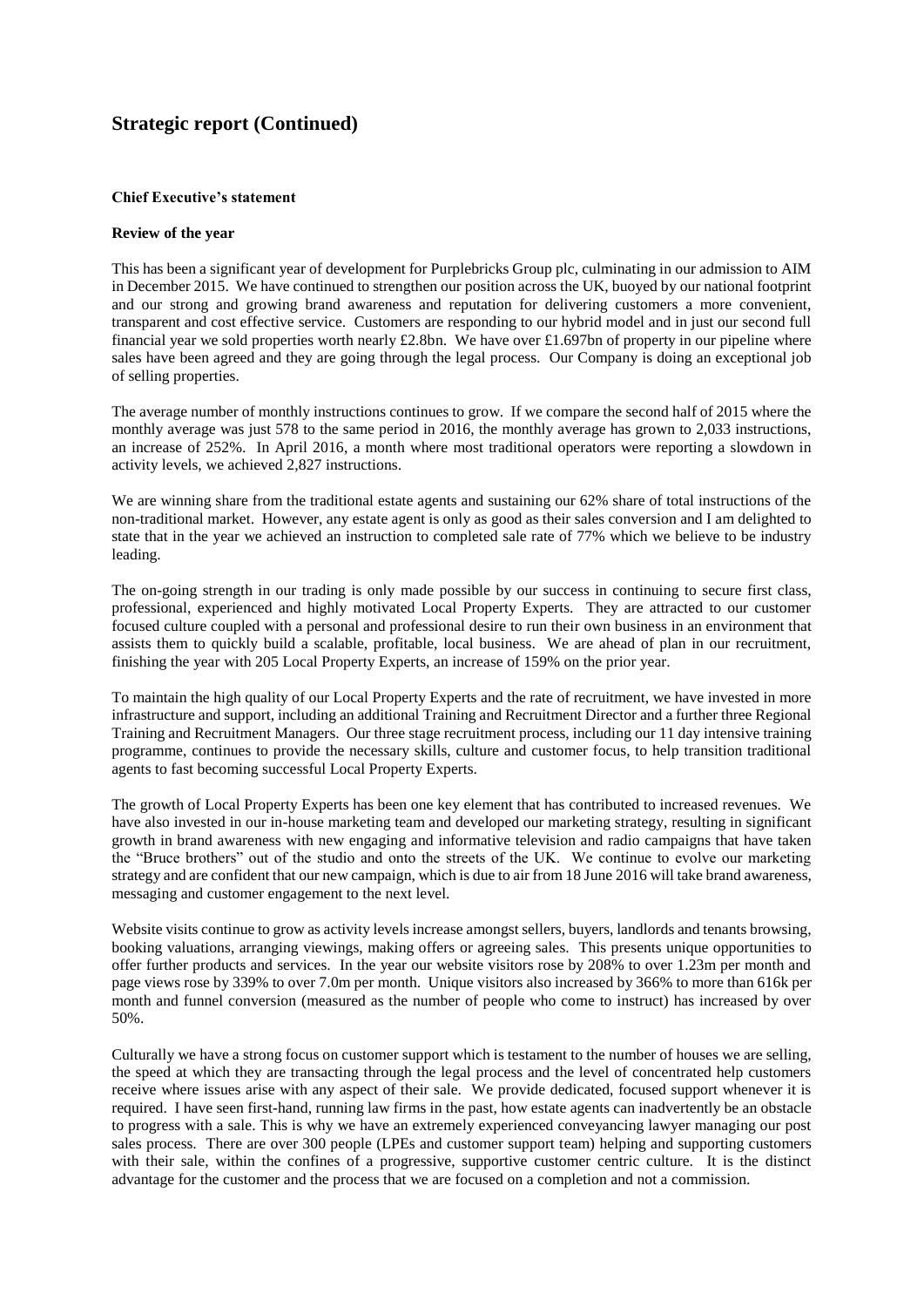# Strategic report (Continued)

**Chief Executive's statement**

**Review of the year**

This has been a significant year of development for Purplebricks Group plc, culminating in our admission to AIM in December 2015. We have continued to strengthen our position across the UK, buoyed by our national footprint and our strong and growing brand awareness and reputation for delivering customers a more convenient, transparent and cost effective service. Customers are responding to our hybrid model and in just our second full financial year we sold properties worth nearly £2.8bn. We have over £1.697bn of property in our pipeline where sales have been agreed and they are going through the legal process. Our Company is doing an exceptional job of selling properties.

The average number of monthly instructions continues to grow. If we compare the second half of 2015 where the monthly average was just 578 to the same period in 2016, the monthly average has grown to 2,033 instructions, an increase of 252%. In April 2016, a month where most traditional operators were reporting a slowdown in activity levels, we achieved 2,827 instructions.

We are winning share from the traditional estate agents and sustaining our 62% share of total instructions of the non-traditional market. However, any estate agent is only as good as their sales conversion and I am delighted to state that in the year we achieved an instruction to completed sale rate of 77% which we believe to be industry leading.

The on-going strength in our trading is only made possible by our success in continuing to secure first class, professional, experienced and highly motivated Local Property Experts. They are attracted to our customer focused culture coupled with a personal and professional desire to run their own business in an environment that assists them to quickly build a scalable, profitable, local business. We are ahead of plan in our recruitment, finishing the year with 205 Local Property Experts, an increase of 159% on the prior year.

To maintain the high quality of our Local Property Experts and the rate of recruitment, we have invested in more infrastructure and support, including an additional Training and Recruitment Director and a further three Regional Training and Recruitment Managers. Our three stage recruitment process, including our 11 day intensive training programme, continues to provide the necessary skills, culture and customer focus, to help transition traditional agents to fast becoming successful Local Property Experts.

The growth of Local Property Experts has been one key element that has contributed to increased revenues. We have also invested in our in-house marketing team and developed our marketing strategy, resulting in significant growth in brand awareness with new engaging and informative television and radio campaigns that have taken the "Bruce brothers" out of the studio and onto the streets of the UK. We continue to evolve our marketing strategy and are confident that our new campaign, which is due to air from 18 June 2016 will take brand awareness, messaging and customer engagement to the next level.

Website visits continue to grow as activity levels increase amongst sellers, buyers, landlords and tenants browsing, booking valuations, arranging viewings, making offers or agreeing sales. This presents unique opportunities to offer further products and services. In the year our website visitors rose by 208% to over 1.23m per month and page views rose by 339% to over 7.0m per month. Unique visitors also increased by 366% to more than 616k per month and funnel conversion (measured as the number of people who come to instruct) has increased by over 50%.

Culturally we have a strong focus on customer support which is testament to the number of houses we are selling, the speed at which they are transacting through the legal process and the level of concentrated help customers receive where issues arise with any aspect of their sale. We provide dedicated, focused support whenever it is required. I have seen first-hand, running law firms in the past, how estate agents can inadvertently be an obstacle to progress with a sale. This is why we have an extremely experienced conveyancing lawyer managing our post sales process. There are over 300 people (LPEs and customer support team) helping and supporting customers with their sale, within the confines of a progressive, supportive customer centric culture. It is the distinct advantage for the customer and the process that we are focused on a completion and not a commission.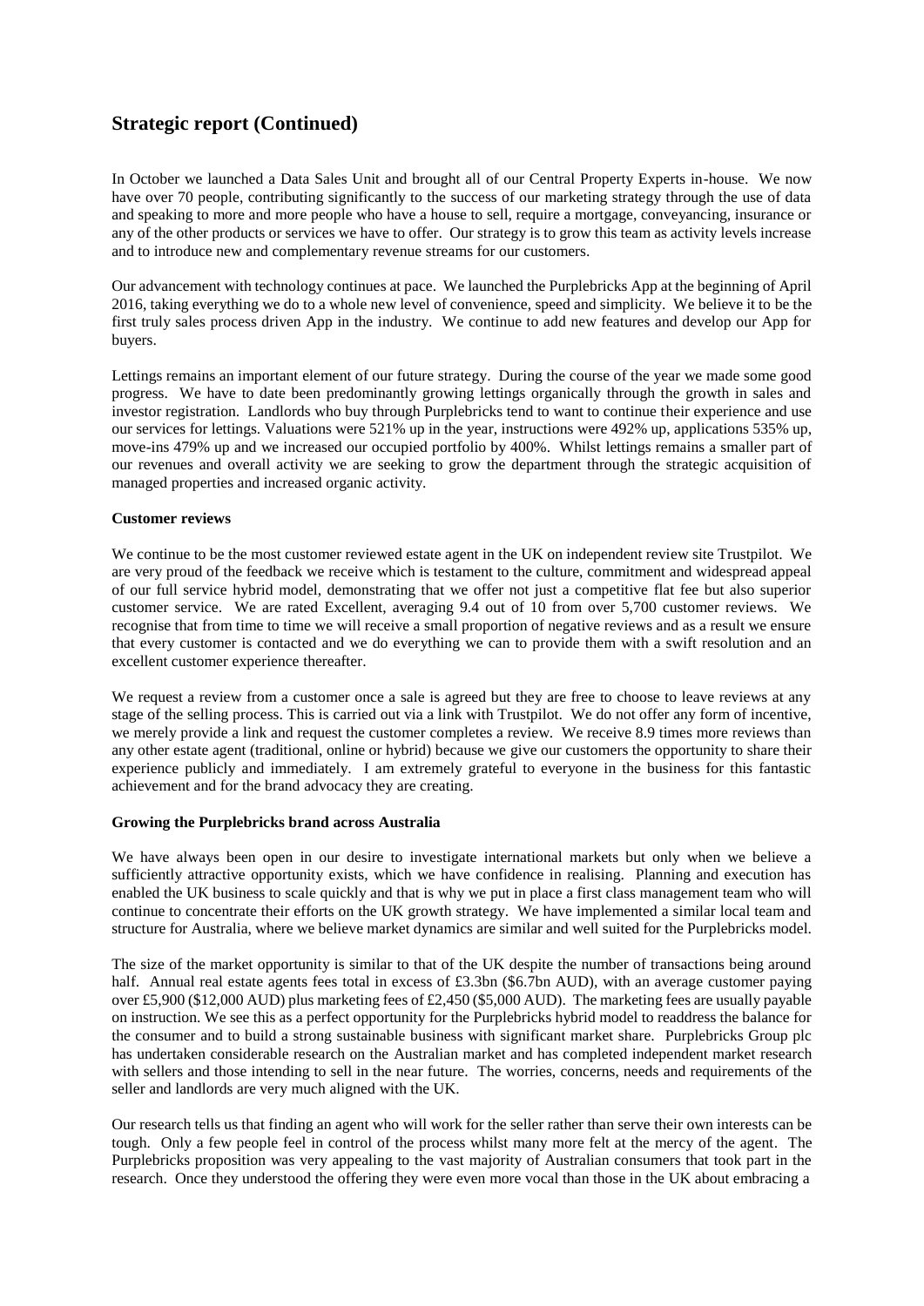## Strategic report (Continued)

In October we launched a Data Sales Unit and brought all of our Central Property Experts in-house. We now have over 70 people, contributing significantly to the success of our marketing strategy through the use of data and speaking to more and more people who have a house to sell, require a mortgage, conveyancing, insurance or any of the other products or services we have to offer. Our strategy is to grow this team as activity levels increase and to introduce new and complementary revenue streams for our customers.

Our advancement with technology continues at pace. We launched the Purplebricks App at the beginning of April 2016, taking everything we do to a whole new level of convenience, speed and simplicity. We believe it to be the first truly sales process driven App in the industry. We continue to add new features and develop our App for buyers.

Lettings remains an important element of our future strategy. During the course of the year we made some good progress. We have to date been predominantly growing lettings organically through the growth in sales and investor registration. Landlords who buy through Purplebricks tend to want to continue their experience and use our services for lettings. Valuations were 521% up in the year, instructions were 492% up, applications 535% up, move-ins 479% up and we increased our occupied portfolio by 400%. Whilst lettings remains a smaller part of our revenues and overall activity we are seeking to grow the department through the strategic acquisition of managed properties and increased organic activity.

**Customer reviews**

We continue to be the most customer reviewed estate agent in the UK on independent review site Trustpilot. We are very proud of the feedback we receive which is testament to the culture, commitment and widespread appeal of our full service hybrid model, demonstrating that we offer not just a competitive flat fee but also superior customer service. We are rated Excellent, averaging 9.4 out of 10 from over 5,700 customer reviews. We recognise that from time to time we will receive a small proportion of negative reviews and as a result we ensure that every customer is contacted and we do everything we can to provide them with a swift resolution and an excellent customer experience thereafter.

We request a review from a customer once a sale is agreed but they are free to choose to leave reviews at any stage of the selling process. This is carried out via a link with Trustpilot. We do not offer any form of incentive, we merely provide a link and request the customer completes a review. We receive 8.9 times more reviews than any other estate agent (traditional, online or hybrid) because we give our customers the opportunity to share their experience publicly and immediately. I am extremely grateful to everyone in the business for this fantastic achievement and for the brand advocacy they are creating.

**Growing the Purplebricks brand across Australia**

We have always been open in our desire to investigate international markets but only when we believe a sufficiently attractive opportunity exists, which we have confidence in realising. Planning and execution has enabled the UK business to scale quickly and that is why we put in place a first class management team who will continue to concentrate their efforts on the UK growth strategy. We have implemented a similar local team and structure for Australia, where we believe market dynamics are similar and well suited for the Purplebricks model.

The size of the market opportunity is similar to that of the UK despite the number of transactions being around half. Annual real estate agents fees total in excess of £3.3bn ($6.7bn AUD), with an average customer paying over £5,900 ($12,000 AUD) plus marketing fees of £2,450 ($5,000 AUD). The marketing fees are usually payable on instruction. We see this as a perfect opportunity for the Purplebricks hybrid model to readdress the balance for the consumer and to build a strong sustainable business with significant market share. Purplebricks Group plc has undertaken considerable research on the Australian market and has completed independent market research with sellers and those intending to sell in the near future. The worries, concerns, needs and requirements of the seller and landlords are very much aligned with the UK.

Our research tells us that finding an agent who will work for the seller rather than serve their own interests can be tough. Only a few people feel in control of the process whilst many more felt at the mercy of the agent. The Purplebricks proposition was very appealing to the vast majority of Australian consumers that took part in the research. Once they understood the offering they were even more vocal than those in the UK about embracing a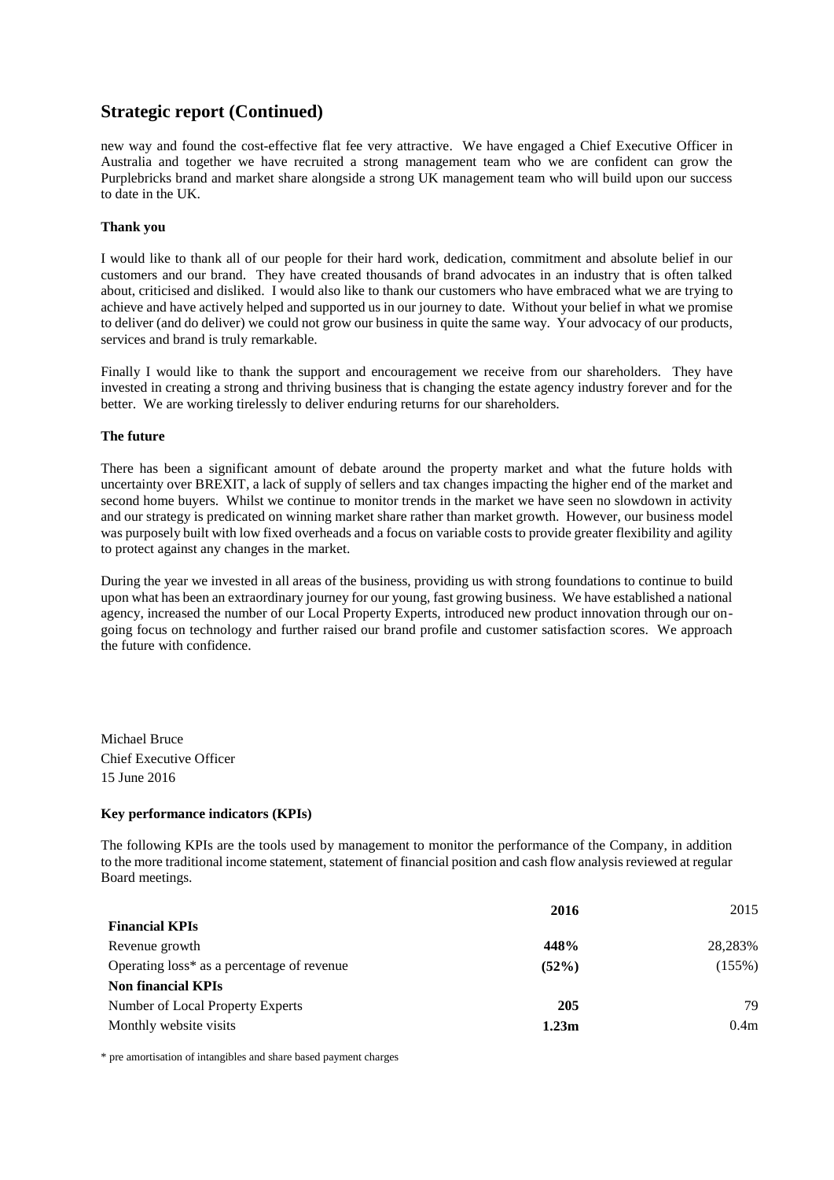## Strategic report (Continued)

new way and found the cost-effective flat fee very attractive. We have engaged a Chief Executive Officer in Australia and together we have recruited a strong management team who we are confident can grow the Purplebricks brand and market share alongside a strong UK management team who will build upon our success to date in the UK.

**Thank you**

I would like to thank all of our people for their hard work, dedication, commitment and absolute belief in our customers and our brand. They have created thousands of brand advocates in an industry that is often talked about, criticised and disliked. I would also like to thank our customers who have embraced what we are trying to achieve and have actively helped and supported us in our journey to date. Without your belief in what we promise to deliver (and do deliver) we could not grow our business in quite the same way. Your advocacy of our products, services and brand is truly remarkable.

Finally I would like to thank the support and encouragement we receive from our shareholders. They have invested in creating a strong and thriving business that is changing the estate agency industry forever and for the better. We are working tirelessly to deliver enduring returns for our shareholders.

**The future**

There has been a significant amount of debate around the property market and what the future holds with uncertainty over BREXIT, a lack of supply of sellers and tax changes impacting the higher end of the market and second home buyers. Whilst we continue to monitor trends in the market we have seen no slowdown in activity and our strategy is predicated on winning market share rather than market growth. However, our business model was purposely built with low fixed overheads and a focus on variable costs to provide greater flexibility and agility to protect against any changes in the market.

During the year we invested in all areas of the business, providing us with strong foundations to continue to build upon what has been an extraordinary journey for our young, fast growing business. We have established a national agency, increased the number of our Local Property Experts, introduced new product innovation through our on-going focus on technology and further raised our brand profile and customer satisfaction scores. We approach the future with confidence.

Michael Bruce
Chief Executive Officer
15 June 2016

**Key performance indicators (KPIs)**

The following KPIs are the tools used by management to monitor the performance of the Company, in addition to the more traditional income statement, statement of financial position and cash flow analysis reviewed at regular Board meetings.

| | **2016** | 2015 |
|---|---|---|
| **Financial KPIs** | | |
| Revenue growth | **448%** | 28,283% |
| Operating loss* as a percentage of revenue | **(52%)** | (155%) |
| **Non financial KPIs** | | |
| Number of Local Property Experts | **205** | 79 |
| Monthly website visits | **1.23m** | 0.4m |

* pre amortisation of intangibles and share based payment charges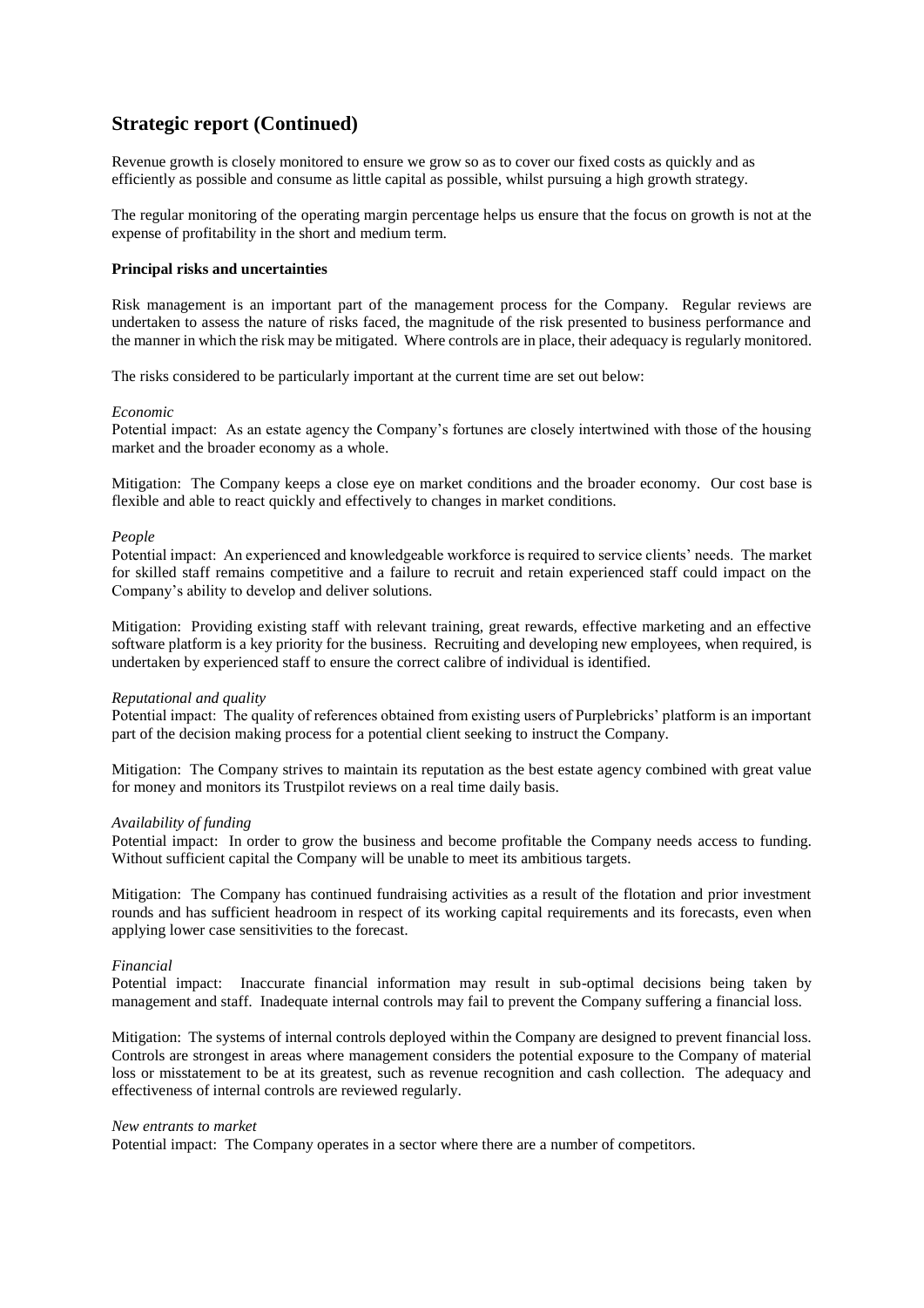## Strategic report (Continued)

Revenue growth is closely monitored to ensure we grow so as to cover our fixed costs as quickly and as efficiently as possible and consume as little capital as possible, whilst pursuing a high growth strategy.

The regular monitoring of the operating margin percentage helps us ensure that the focus on growth is not at the expense of profitability in the short and medium term.

**Principal risks and uncertainties**

Risk management is an important part of the management process for the Company. Regular reviews are undertaken to assess the nature of risks faced, the magnitude of the risk presented to business performance and the manner in which the risk may be mitigated. Where controls are in place, their adequacy is regularly monitored.

The risks considered to be particularly important at the current time are set out below:

*Economic*
Potential impact: As an estate agency the Company's fortunes are closely intertwined with those of the housing market and the broader economy as a whole.

Mitigation: The Company keeps a close eye on market conditions and the broader economy. Our cost base is flexible and able to react quickly and effectively to changes in market conditions.

*People*
Potential impact: An experienced and knowledgeable workforce is required to service clients' needs. The market for skilled staff remains competitive and a failure to recruit and retain experienced staff could impact on the Company's ability to develop and deliver solutions.

Mitigation: Providing existing staff with relevant training, great rewards, effective marketing and an effective software platform is a key priority for the business. Recruiting and developing new employees, when required, is undertaken by experienced staff to ensure the correct calibre of individual is identified.

*Reputational and quality*
Potential impact: The quality of references obtained from existing users of Purplebricks' platform is an important part of the decision making process for a potential client seeking to instruct the Company.

Mitigation: The Company strives to maintain its reputation as the best estate agency combined with great value for money and monitors its Trustpilot reviews on a real time daily basis.

*Availability of funding*
Potential impact: In order to grow the business and become profitable the Company needs access to funding. Without sufficient capital the Company will be unable to meet its ambitious targets.

Mitigation: The Company has continued fundraising activities as a result of the flotation and prior investment rounds and has sufficient headroom in respect of its working capital requirements and its forecasts, even when applying lower case sensitivities to the forecast.

*Financial*
Potential impact: Inaccurate financial information may result in sub-optimal decisions being taken by management and staff. Inadequate internal controls may fail to prevent the Company suffering a financial loss.

Mitigation: The systems of internal controls deployed within the Company are designed to prevent financial loss. Controls are strongest in areas where management considers the potential exposure to the Company of material loss or misstatement to be at its greatest, such as revenue recognition and cash collection. The adequacy and effectiveness of internal controls are reviewed regularly.

*New entrants to market*
Potential impact: The Company operates in a sector where there are a number of competitors.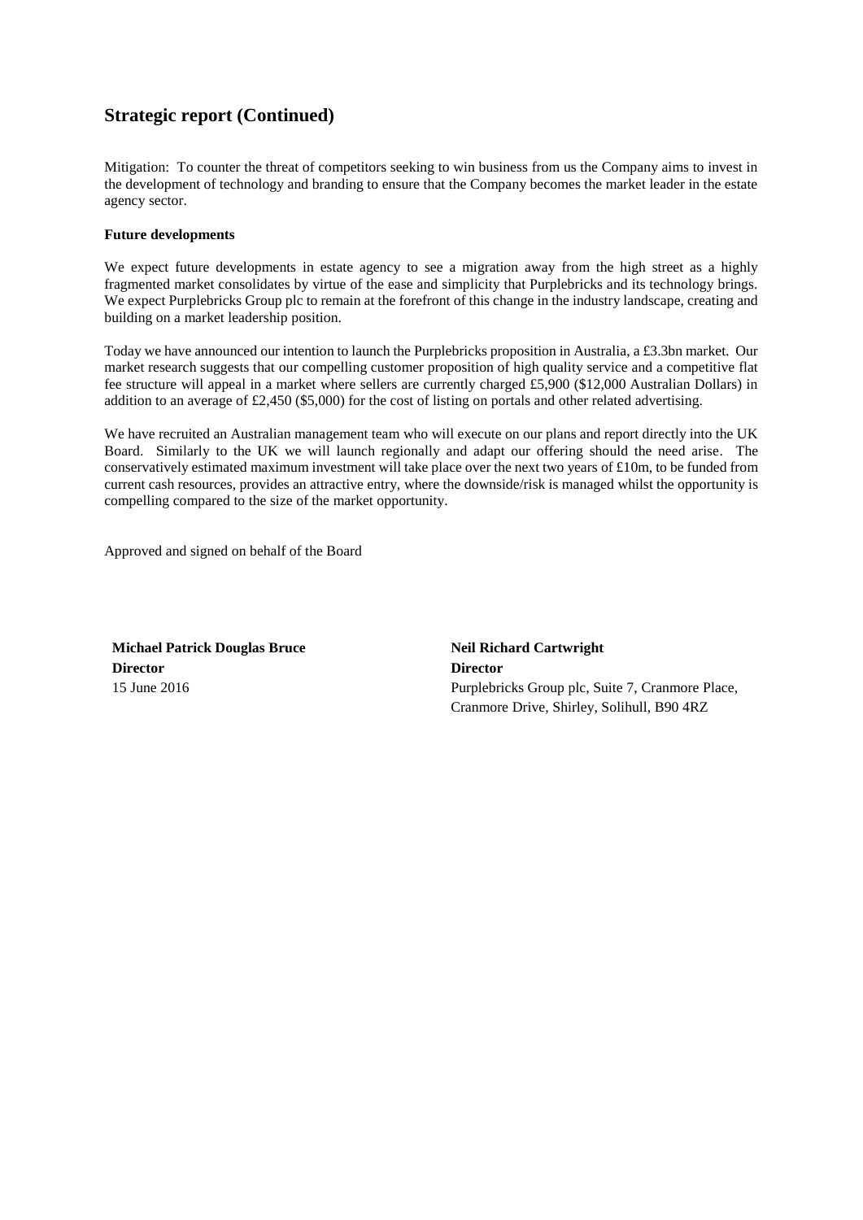## Strategic report (Continued)

Mitigation: To counter the threat of competitors seeking to win business from us the Company aims to invest in the development of technology and branding to ensure that the Company becomes the market leader in the estate agency sector.

**Future developments**

We expect future developments in estate agency to see a migration away from the high street as a highly fragmented market consolidates by virtue of the ease and simplicity that Purplebricks and its technology brings. We expect Purplebricks Group plc to remain at the forefront of this change in the industry landscape, creating and building on a market leadership position.

Today we have announced our intention to launch the Purplebricks proposition in Australia, a £3.3bn market. Our market research suggests that our compelling customer proposition of high quality service and a competitive flat fee structure will appeal in a market where sellers are currently charged £5,900 ($12,000 Australian Dollars) in addition to an average of £2,450 ($5,000) for the cost of listing on portals and other related advertising.

We have recruited an Australian management team who will execute on our plans and report directly into the UK Board. Similarly to the UK we will launch regionally and adapt our offering should the need arise. The conservatively estimated maximum investment will take place over the next two years of £10m, to be funded from current cash resources, provides an attractive entry, where the downside/risk is managed whilst the opportunity is compelling compared to the size of the market opportunity.

Approved and signed on behalf of the Board

**Michael Patrick Douglas Bruce**
**Director**
15 June 2016

**Neil Richard Cartwright**
**Director**
Purplebricks Group plc, Suite 7, Cranmore Place, Cranmore Drive, Shirley, Solihull, B90 4RZ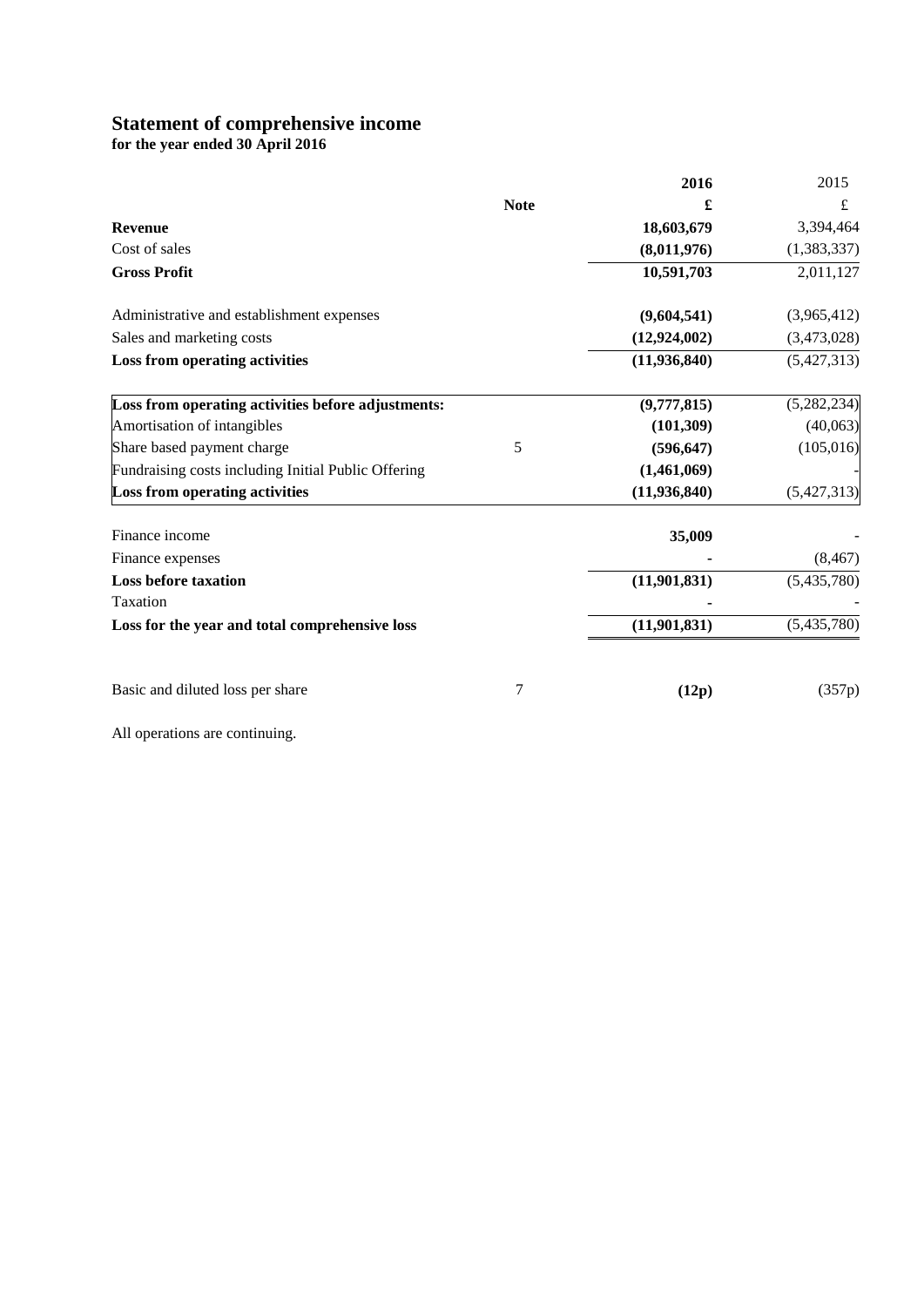# Statement of comprehensive income

**for the year ended 30 April 2016**

| | Note | 2016 | 2015 |
|---|---|---|---|
| | | £ | £ |
| **Revenue** | | **18,603,679** | 3,394,464 |
| Cost of sales | | **(8,011,976)** | (1,383,337) |
| **Gross Profit** | | **10,591,703** | 2,011,127 |
| | | | |
| Administrative and establishment expenses | | **(9,604,541)** | (3,965,412) |
| Sales and marketing costs | | **(12,924,002)** | (3,473,028) |
| **Loss from operating activities** | | **(11,936,840)** | (5,427,313) |
| | | | |
| **Loss from operating activities before adjustments:** | | **(9,777,815)** | (5,282,234) |
| Amortisation of intangibles | | **(101,309)** | (40,063) |
| Share based payment charge | 5 | **(596,647)** | (105,016) |
| Fundraising costs including Initial Public Offering | | **(1,461,069)** | - |
| **Loss from operating activities** | | **(11,936,840)** | (5,427,313) |
| | | | |
| Finance income | | **35,009** | - |
| Finance expenses | | **-** | (8,467) |
| **Loss before taxation** | | **(11,901,831)** | (5,435,780) |
| Taxation | | **-** | - |
| **Loss for the year and total comprehensive loss** | | **(11,901,831)** | (5,435,780) |
| | | | |
| Basic and diluted loss per share | 7 | **(12p)** | (357p) |

All operations are continuing.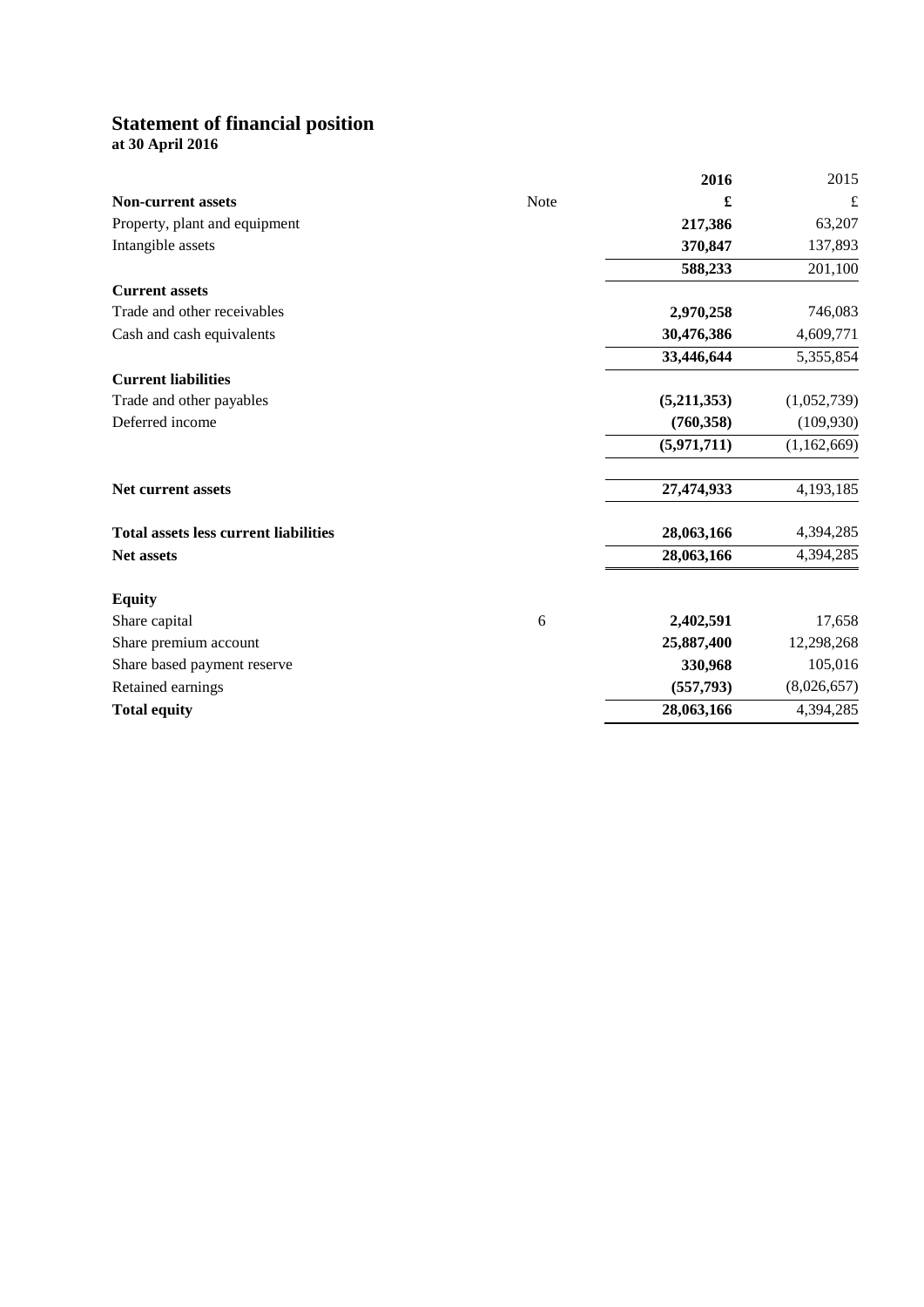# Statement of financial position

**at 30 April 2016**

| | Note | **2016** | 2015 |
|---|---|---|---|
| **Non-current assets** | | **£** | £ |
| Property, plant and equipment | | **217,386** | 63,207 |
| Intangible assets | | **370,847** | 137,893 |
| | | **588,233** | 201,100 |
| **Current assets** | | | |
| Trade and other receivables | | **2,970,258** | 746,083 |
| Cash and cash equivalents | | **30,476,386** | 4,609,771 |
| | | **33,446,644** | 5,355,854 |
| **Current liabilities** | | | |
| Trade and other payables | | **(5,211,353)** | (1,052,739) |
| Deferred income | | **(760,358)** | (109,930) |
| | | **(5,971,711)** | (1,162,669) |
| **Net current assets** | | **27,474,933** | 4,193,185 |
| **Total assets less current liabilities** | | **28,063,166** | 4,394,285 |
| **Net assets** | | **28,063,166** | 4,394,285 |
| **Equity** | | | |
| Share capital | 6 | **2,402,591** | 17,658 |
| Share premium account | | **25,887,400** | 12,298,268 |
| Share based payment reserve | | **330,968** | 105,016 |
| Retained earnings | | **(557,793)** | (8,026,657) |
| **Total equity** | | **28,063,166** | 4,394,285 |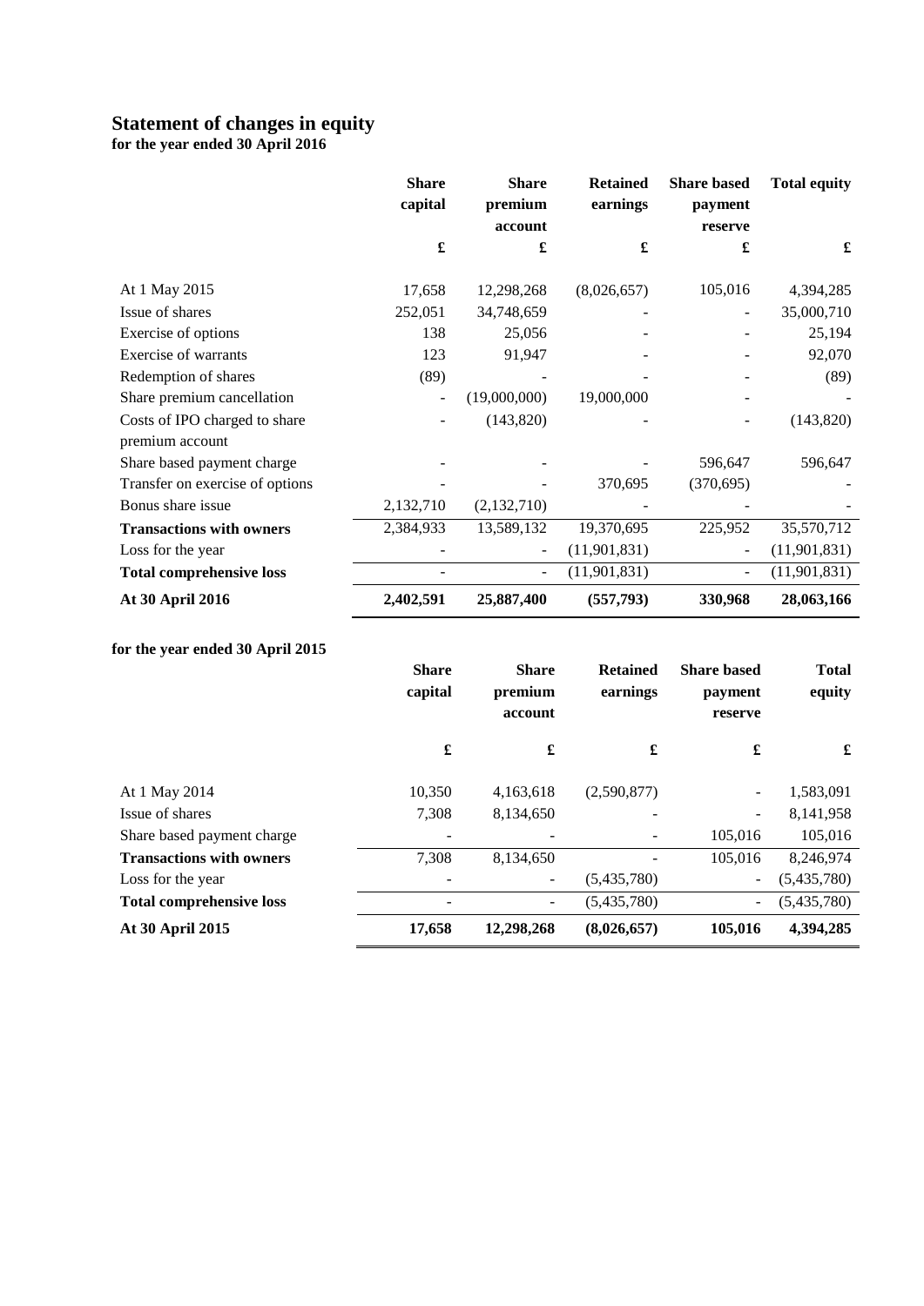# Statement of changes in equity

**for the year ended 30 April 2016**

| | Share capital | Share premium account | Retained earnings | Share based payment reserve | Total equity |
|---|---|---|---|---|---|
| | £ | £ | £ | £ | £ |
| At 1 May 2015 | 17,658 | 12,298,268 | (8,026,657) | 105,016 | 4,394,285 |
| Issue of shares | 252,051 | 34,748,659 | - | - | 35,000,710 |
| Exercise of options | 138 | 25,056 | - | - | 25,194 |
| Exercise of warrants | 123 | 91,947 | - | - | 92,070 |
| Redemption of shares | (89) | - | - | - | (89) |
| Share premium cancellation | - | (19,000,000) | 19,000,000 | - | - |
| Costs of IPO charged to share premium account | - | (143,820) | - | - | (143,820) |
| Share based payment charge | - | - | - | 596,647 | 596,647 |
| Transfer on exercise of options | - | - | 370,695 | (370,695) | - |
| Bonus share issue | 2,132,710 | (2,132,710) | - | - | - |
| **Transactions with owners** | 2,384,933 | 13,589,132 | 19,370,695 | 225,952 | 35,570,712 |
| Loss for the year | - | - | (11,901,831) | - | (11,901,831) |
| **Total comprehensive loss** | - | - | (11,901,831) | - | (11,901,831) |
| **At 30 April 2016** | **2,402,591** | **25,887,400** | **(557,793)** | **330,968** | **28,063,166** |

**for the year ended 30 April 2015**

| | Share capital | Share premium account | Retained earnings | Share based payment reserve | Total equity |
|---|---|---|---|---|---|
| | £ | £ | £ | £ | £ |
| At 1 May 2014 | 10,350 | 4,163,618 | (2,590,877) | - | 1,583,091 |
| Issue of shares | 7,308 | 8,134,650 | - | - | 8,141,958 |
| Share based payment charge | - | - | - | 105,016 | 105,016 |
| **Transactions with owners** | 7,308 | 8,134,650 | - | 105,016 | 8,246,974 |
| Loss for the year | - | - | (5,435,780) | - | (5,435,780) |
| **Total comprehensive loss** | - | - | (5,435,780) | - | (5,435,780) |
| **At 30 April 2015** | **17,658** | **12,298,268** | **(8,026,657)** | **105,016** | **4,394,285** |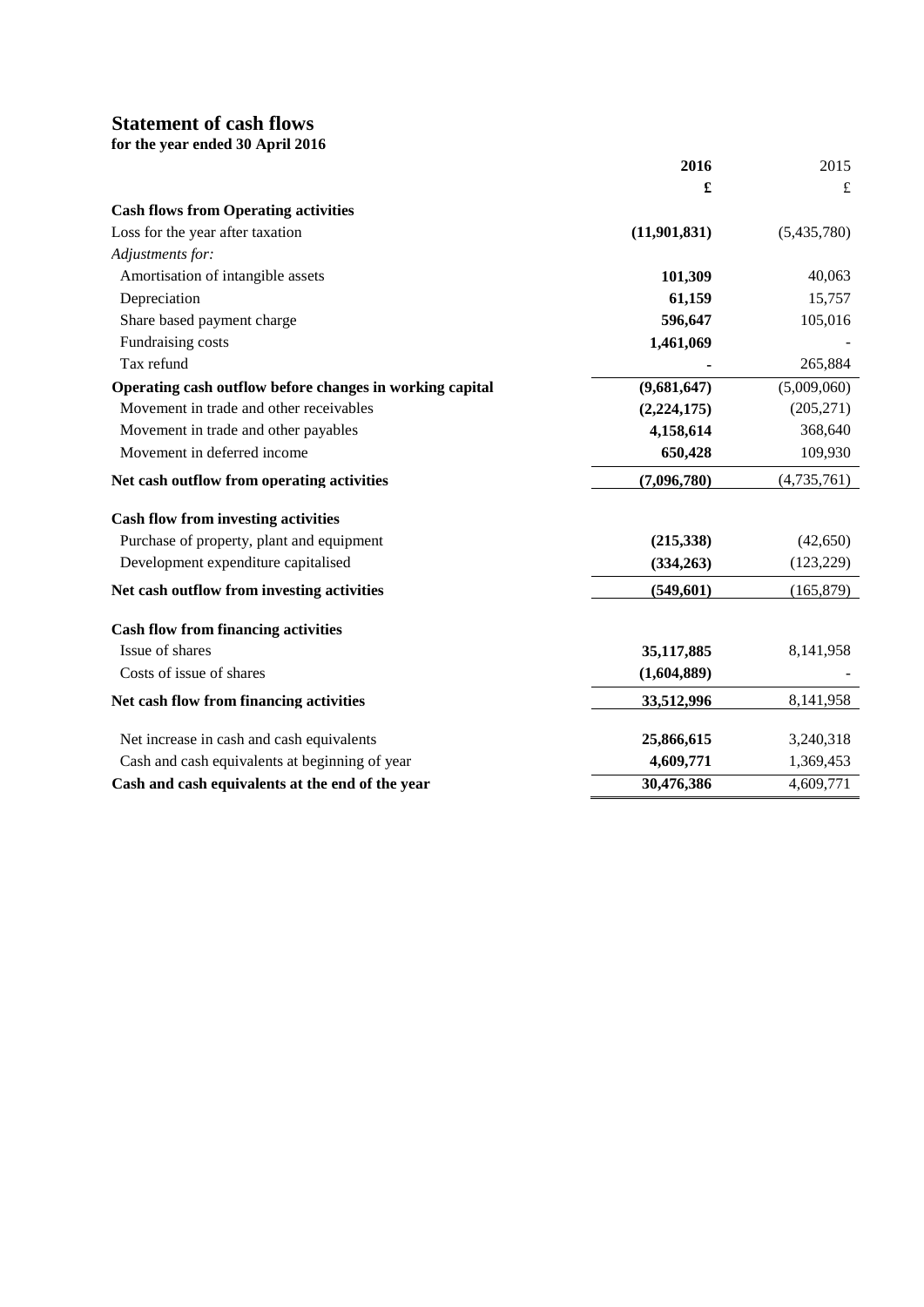# Statement of cash flows

**for the year ended 30 April 2016**

| | **2016** | 2015 |
|---|---|---|
| | **£** | £ |
| **Cash flows from Operating activities** | | |
| Loss for the year after taxation | **(11,901,831)** | (5,435,780) |
| *Adjustments for:* | | |
| Amortisation of intangible assets | **101,309** | 40,063 |
| Depreciation | **61,159** | 15,757 |
| Share based payment charge | **596,647** | 105,016 |
| Fundraising costs | **1,461,069** | - |
| Tax refund | **-** | 265,884 |
| **Operating cash outflow before changes in working capital** | **(9,681,647)** | (5,009,060) |
| Movement in trade and other receivables | **(2,224,175)** | (205,271) |
| Movement in trade and other payables | **4,158,614** | 368,640 |
| Movement in deferred income | **650,428** | 109,930 |
| **Net cash outflow from operating activities** | **(7,096,780)** | (4,735,761) |
| **Cash flow from investing activities** | | |
| Purchase of property, plant and equipment | **(215,338)** | (42,650) |
| Development expenditure capitalised | **(334,263)** | (123,229) |
| **Net cash outflow from investing activities** | **(549,601)** | (165,879) |
| **Cash flow from financing activities** | | |
| Issue of shares | **35,117,885** | 8,141,958 |
| Costs of issue of shares | **(1,604,889)** | - |
| **Net cash flow from financing activities** | **33,512,996** | 8,141,958 |
| Net increase in cash and cash equivalents | **25,866,615** | 3,240,318 |
| Cash and cash equivalents at beginning of year | **4,609,771** | 1,369,453 |
| **Cash and cash equivalents at the end of the year** | **30,476,386** | 4,609,771 |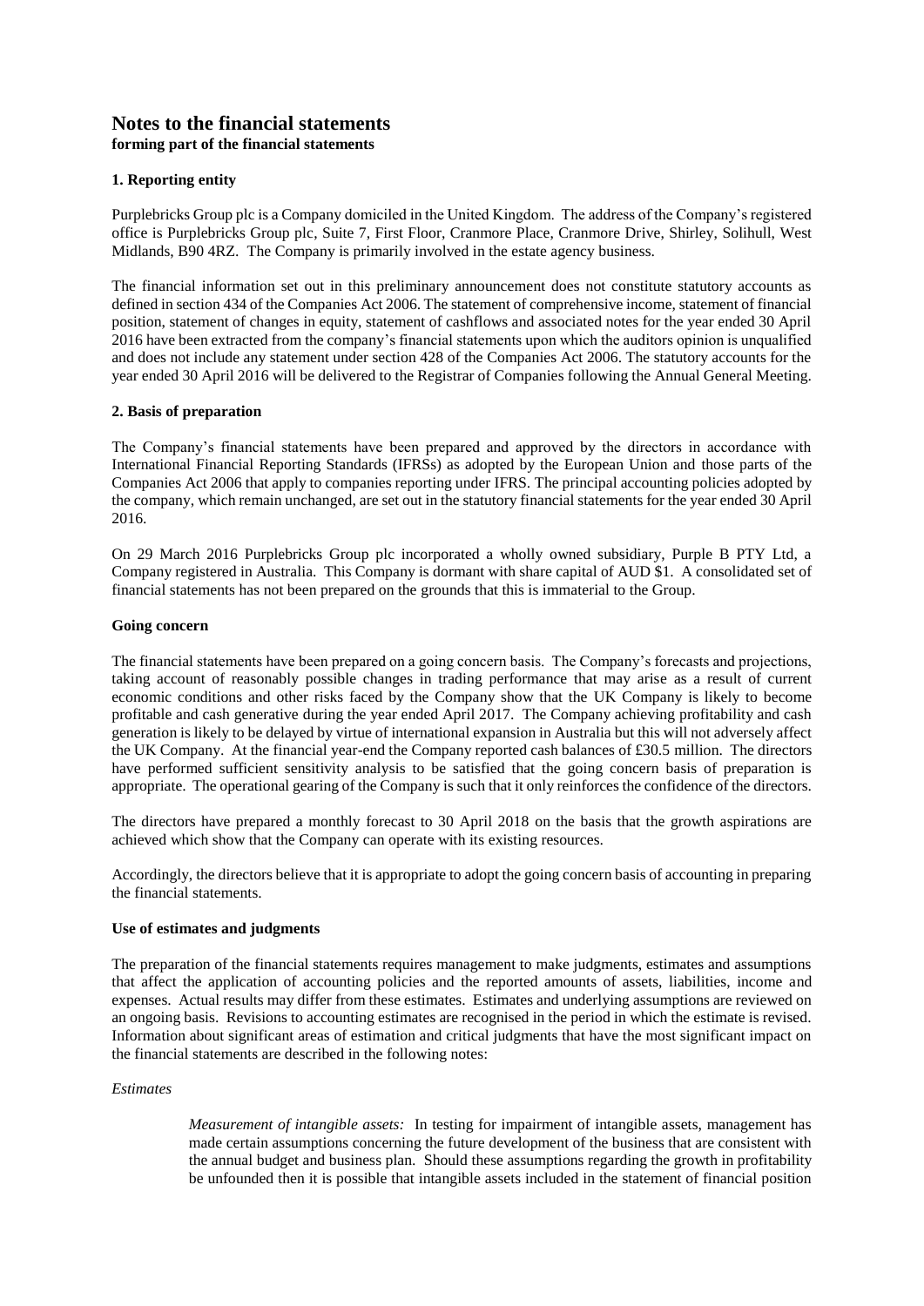# Notes to the financial statements

**forming part of the financial statements**

### 1. Reporting entity

Purplebricks Group plc is a Company domiciled in the United Kingdom. The address of the Company's registered office is Purplebricks Group plc, Suite 7, First Floor, Cranmore Place, Cranmore Drive, Shirley, Solihull, West Midlands, B90 4RZ. The Company is primarily involved in the estate agency business.

The financial information set out in this preliminary announcement does not constitute statutory accounts as defined in section 434 of the Companies Act 2006. The statement of comprehensive income, statement of financial position, statement of changes in equity, statement of cashflows and associated notes for the year ended 30 April 2016 have been extracted from the company's financial statements upon which the auditors opinion is unqualified and does not include any statement under section 428 of the Companies Act 2006. The statutory accounts for the year ended 30 April 2016 will be delivered to the Registrar of Companies following the Annual General Meeting.

### 2. Basis of preparation

The Company's financial statements have been prepared and approved by the directors in accordance with International Financial Reporting Standards (IFRSs) as adopted by the European Union and those parts of the Companies Act 2006 that apply to companies reporting under IFRS. The principal accounting policies adopted by the company, which remain unchanged, are set out in the statutory financial statements for the year ended 30 April 2016.

On 29 March 2016 Purplebricks Group plc incorporated a wholly owned subsidiary, Purple B PTY Ltd, a Company registered in Australia. This Company is dormant with share capital of AUD $1. A consolidated set of financial statements has not been prepared on the grounds that this is immaterial to the Group.

#### Going concern

The financial statements have been prepared on a going concern basis. The Company's forecasts and projections, taking account of reasonably possible changes in trading performance that may arise as a result of current economic conditions and other risks faced by the Company show that the UK Company is likely to become profitable and cash generative during the year ended April 2017. The Company achieving profitability and cash generation is likely to be delayed by virtue of international expansion in Australia but this will not adversely affect the UK Company. At the financial year-end the Company reported cash balances of £30.5 million. The directors have performed sufficient sensitivity analysis to be satisfied that the going concern basis of preparation is appropriate. The operational gearing of the Company is such that it only reinforces the confidence of the directors.

The directors have prepared a monthly forecast to 30 April 2018 on the basis that the growth aspirations are achieved which show that the Company can operate with its existing resources.

Accordingly, the directors believe that it is appropriate to adopt the going concern basis of accounting in preparing the financial statements.

#### Use of estimates and judgments

The preparation of the financial statements requires management to make judgments, estimates and assumptions that affect the application of accounting policies and the reported amounts of assets, liabilities, income and expenses. Actual results may differ from these estimates. Estimates and underlying assumptions are reviewed on an ongoing basis. Revisions to accounting estimates are recognised in the period in which the estimate is revised. Information about significant areas of estimation and critical judgments that have the most significant impact on the financial statements are described in the following notes:

*Estimates*

*Measurement of intangible assets:* In testing for impairment of intangible assets, management has made certain assumptions concerning the future development of the business that are consistent with the annual budget and business plan. Should these assumptions regarding the growth in profitability be unfounded then it is possible that intangible assets included in the statement of financial position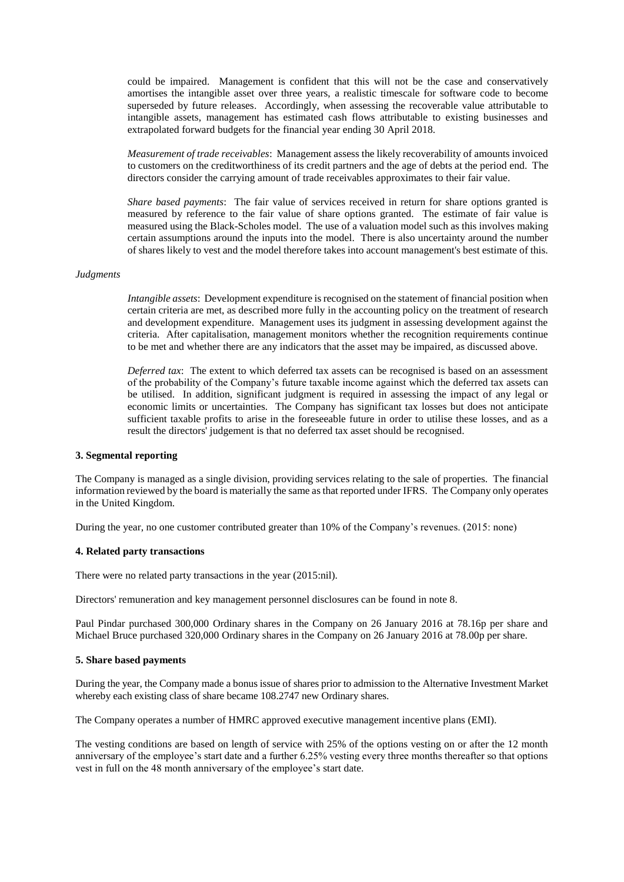could be impaired. Management is confident that this will not be the case and conservatively amortises the intangible asset over three years, a realistic timescale for software code to become superseded by future releases. Accordingly, when assessing the recoverable value attributable to intangible assets, management has estimated cash flows attributable to existing businesses and extrapolated forward budgets for the financial year ending 30 April 2018.

*Measurement of trade receivables*: Management assess the likely recoverability of amounts invoiced to customers on the creditworthiness of its credit partners and the age of debts at the period end. The directors consider the carrying amount of trade receivables approximates to their fair value.

*Share based payments*: The fair value of services received in return for share options granted is measured by reference to the fair value of share options granted. The estimate of fair value is measured using the Black-Scholes model. The use of a valuation model such as this involves making certain assumptions around the inputs into the model. There is also uncertainty around the number of shares likely to vest and the model therefore takes into account management's best estimate of this.

*Judgments*

*Intangible assets*: Development expenditure is recognised on the statement of financial position when certain criteria are met, as described more fully in the accounting policy on the treatment of research and development expenditure. Management uses its judgment in assessing development against the criteria. After capitalisation, management monitors whether the recognition requirements continue to be met and whether there are any indicators that the asset may be impaired, as discussed above.

*Deferred tax*: The extent to which deferred tax assets can be recognised is based on an assessment of the probability of the Company's future taxable income against which the deferred tax assets can be utilised. In addition, significant judgment is required in assessing the impact of any legal or economic limits or uncertainties. The Company has significant tax losses but does not anticipate sufficient taxable profits to arise in the foreseeable future in order to utilise these losses, and as a result the directors' judgement is that no deferred tax asset should be recognised.

### 3. Segmental reporting

The Company is managed as a single division, providing services relating to the sale of properties. The financial information reviewed by the board is materially the same as that reported under IFRS. The Company only operates in the United Kingdom.

During the year, no one customer contributed greater than 10% of the Company's revenues. (2015: none)

### 4. Related party transactions

There were no related party transactions in the year (2015:nil).

Directors' remuneration and key management personnel disclosures can be found in note 8.

Paul Pindar purchased 300,000 Ordinary shares in the Company on 26 January 2016 at 78.16p per share and Michael Bruce purchased 320,000 Ordinary shares in the Company on 26 January 2016 at 78.00p per share.

### 5. Share based payments

During the year, the Company made a bonus issue of shares prior to admission to the Alternative Investment Market whereby each existing class of share became 108.2747 new Ordinary shares.

The Company operates a number of HMRC approved executive management incentive plans (EMI).

The vesting conditions are based on length of service with 25% of the options vesting on or after the 12 month anniversary of the employee's start date and a further 6.25% vesting every three months thereafter so that options vest in full on the 48 month anniversary of the employee's start date.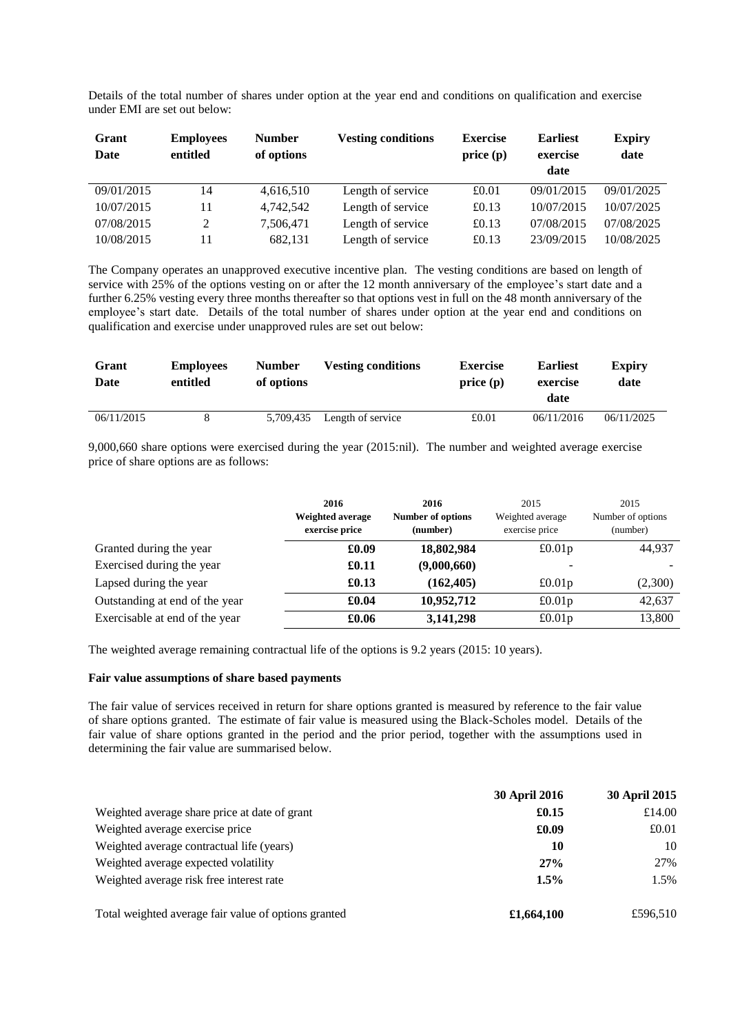Details of the total number of shares under option at the year end and conditions on qualification and exercise under EMI are set out below:

| Grant Date | Employees entitled | Number of options | Vesting conditions | Exercise price (p) | Earliest exercise date | Expiry date |
|---|---|---|---|---|---|---|
| 09/01/2015 | 14 | 4,616,510 | Length of service | £0.01 | 09/01/2015 | 09/01/2025 |
| 10/07/2015 | 11 | 4,742,542 | Length of service | £0.13 | 10/07/2015 | 10/07/2025 |
| 07/08/2015 | 2 | 7,506,471 | Length of service | £0.13 | 07/08/2015 | 07/08/2025 |
| 10/08/2015 | 11 | 682,131 | Length of service | £0.13 | 23/09/2015 | 10/08/2025 |

The Company operates an unapproved executive incentive plan. The vesting conditions are based on length of service with 25% of the options vesting on or after the 12 month anniversary of the employee's start date and a further 6.25% vesting every three months thereafter so that options vest in full on the 48 month anniversary of the employee's start date. Details of the total number of shares under option at the year end and conditions on qualification and exercise under unapproved rules are set out below:

| Grant Date | Employees entitled | Number of options | Vesting conditions | Exercise price (p) | Earliest exercise date | Expiry date |
|---|---|---|---|---|---|---|
| 06/11/2015 | 8 | 5,709,435 | Length of service | £0.01 | 06/11/2016 | 06/11/2025 |

9,000,660 share options were exercised during the year (2015:nil). The number and weighted average exercise price of share options are as follows:

| | **2016 Weighted average exercise price** | **2016 Number of options (number)** | 2015 Weighted average exercise price | 2015 Number of options (number) |
|---|---|---|---|---|
| Granted during the year | **£0.09** | **18,802,984** | £0.01p | 44,937 |
| Exercised during the year | **£0.11** | **(9,000,660)** | - | - |
| Lapsed during the year | **£0.13** | **(162,405)** | £0.01p | (2,300) |
| Outstanding at end of the year | **£0.04** | **10,952,712** | £0.01p | 42,637 |
| Exercisable at end of the year | **£0.06** | **3,141,298** | £0.01p | 13,800 |

The weighted average remaining contractual life of the options is 9.2 years (2015: 10 years).

**Fair value assumptions of share based payments**

The fair value of services received in return for share options granted is measured by reference to the fair value of share options granted. The estimate of fair value is measured using the Black-Scholes model. Details of the fair value of share options granted in the period and the prior period, together with the assumptions used in determining the fair value are summarised below.

| | **30 April 2016** | **30 April 2015** |
|---|---|---|
| Weighted average share price at date of grant | **£0.15** | £14.00 |
| Weighted average exercise price | **£0.09** | £0.01 |
| Weighted average contractual life (years) | **10** | 10 |
| Weighted average expected volatility | **27%** | 27% |
| Weighted average risk free interest rate | **1.5%** | 1.5% |
| Total weighted average fair value of options granted | **£1,664,100** | £596,510 |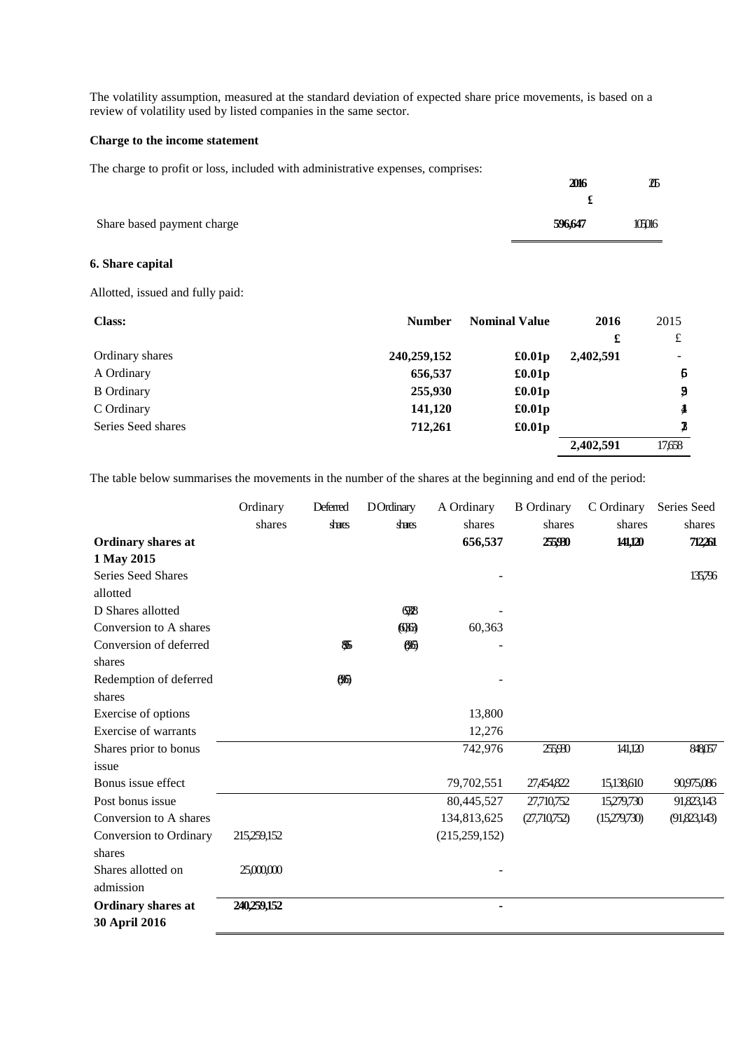The volatility assumption, measured at the standard deviation of expected share price movements, is based on a review of volatility used by listed companies in the same sector.

**Charge to the income statement**

The charge to profit or loss, included with administrative expenses, comprises:

| | 2016 | 2015 |
|---|---|---|
| | £ | |
| Share based payment charge | 596,647 | 105,016 |

## 6. Share capital

Allotted, issued and fully paid:

| Class: | Number | Nominal Value | 2016 | 2015 |
|---|---|---|---|---|
| | | | £ | £ |
| Ordinary shares | 240,259,152 | £0.01p | 2,402,591 | - |
| A Ordinary | 656,537 | £0.01p | | 6,565 |
| B Ordinary | 255,930 | £0.01p | | 2,559 |
| C Ordinary | 141,120 | £0.01p | | 1,411 |
| Series Seed shares | 712,261 | £0.01p | | 7,123 |
| | | | **2,402,591** | 17,658 |

The table below summarises the movements in the number of the shares at the beginning and end of the period:

| | Ordinary shares | Deferred shares | D Ordinary shares | A Ordinary shares | B Ordinary shares | C Ordinary shares | Series Seed shares |
|---|---|---|---|---|---|---|---|
| **Ordinary shares at 1 May 2015** | | | | **656,537** | **255,930** | **141,120** | **712,261** |
| Series Seed Shares allotted | | | | - | | | 135,796 |
| D Shares allotted | | | 69,328 | - | | | |
| Conversion to A shares | | | (60,363) | 60,363 | | | |
| Conversion of deferred shares | | 8,965 | (8,965) | - | | | |
| Redemption of deferred shares | | (8,965) | | - | | | |
| Exercise of options | | | | 13,800 | | | |
| Exercise of warrants | | | | 12,276 | | | |
| Shares prior to bonus issue | | | | 742,976 | 255,930 | 141,120 | 848,057 |
| Bonus issue effect | | | | 79,702,551 | 27,454,822 | 15,138,610 | 90,975,086 |
| Post bonus issue | | | | 80,445,527 | 27,710,752 | 15,279,730 | 91,823,143 |
| Conversion to A shares | | | | 134,813,625 | (27,710,752) | (15,279,730) | (91,823,143) |
| Conversion to Ordinary shares | 215,259,152 | | | (215,259,152) | | | |
| Shares allotted on admission | 25,000,000 | | | - | | | |
| **Ordinary shares at 30 April 2016** | **240,259,152** | | | **-** | | | |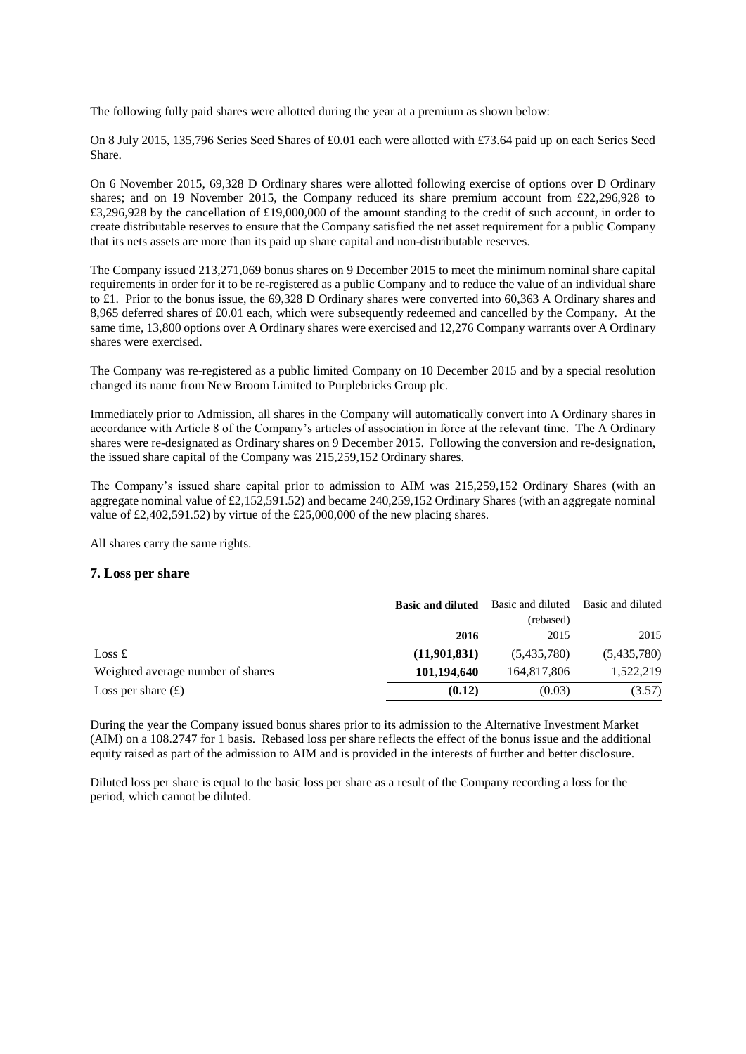The following fully paid shares were allotted during the year at a premium as shown below:

On 8 July 2015, 135,796 Series Seed Shares of £0.01 each were allotted with £73.64 paid up on each Series Seed Share.

On 6 November 2015, 69,328 D Ordinary shares were allotted following exercise of options over D Ordinary shares; and on 19 November 2015, the Company reduced its share premium account from £22,296,928 to £3,296,928 by the cancellation of £19,000,000 of the amount standing to the credit of such account, in order to create distributable reserves to ensure that the Company satisfied the net asset requirement for a public Company that its nets assets are more than its paid up share capital and non-distributable reserves.

The Company issued 213,271,069 bonus shares on 9 December 2015 to meet the minimum nominal share capital requirements in order for it to be re-registered as a public Company and to reduce the value of an individual share to £1. Prior to the bonus issue, the 69,328 D Ordinary shares were converted into 60,363 A Ordinary shares and 8,965 deferred shares of £0.01 each, which were subsequently redeemed and cancelled by the Company. At the same time, 13,800 options over A Ordinary shares were exercised and 12,276 Company warrants over A Ordinary shares were exercised.

The Company was re-registered as a public limited Company on 10 December 2015 and by a special resolution changed its name from New Broom Limited to Purplebricks Group plc.

Immediately prior to Admission, all shares in the Company will automatically convert into A Ordinary shares in accordance with Article 8 of the Company's articles of association in force at the relevant time. The A Ordinary shares were re-designated as Ordinary shares on 9 December 2015. Following the conversion and re-designation, the issued share capital of the Company was 215,259,152 Ordinary shares.

The Company's issued share capital prior to admission to AIM was 215,259,152 Ordinary Shares (with an aggregate nominal value of £2,152,591.52) and became 240,259,152 Ordinary Shares (with an aggregate nominal value of £2,402,591.52) by virtue of the £25,000,000 of the new placing shares.

All shares carry the same rights.

## 7. Loss per share

| | **Basic and diluted** | Basic and diluted (rebased) | Basic and diluted |
|---|---|---|---|
| | **2016** | 2015 | 2015 |
| Loss £ | **(11,901,831)** | (5,435,780) | (5,435,780) |
| Weighted average number of shares | **101,194,640** | 164,817,806 | 1,522,219 |
| Loss per share (£) | **(0.12)** | (0.03) | (3.57) |

During the year the Company issued bonus shares prior to its admission to the Alternative Investment Market (AIM) on a 108.2747 for 1 basis. Rebased loss per share reflects the effect of the bonus issue and the additional equity raised as part of the admission to AIM and is provided in the interests of further and better disclosure.

Diluted loss per share is equal to the basic loss per share as a result of the Company recording a loss for the period, which cannot be diluted.